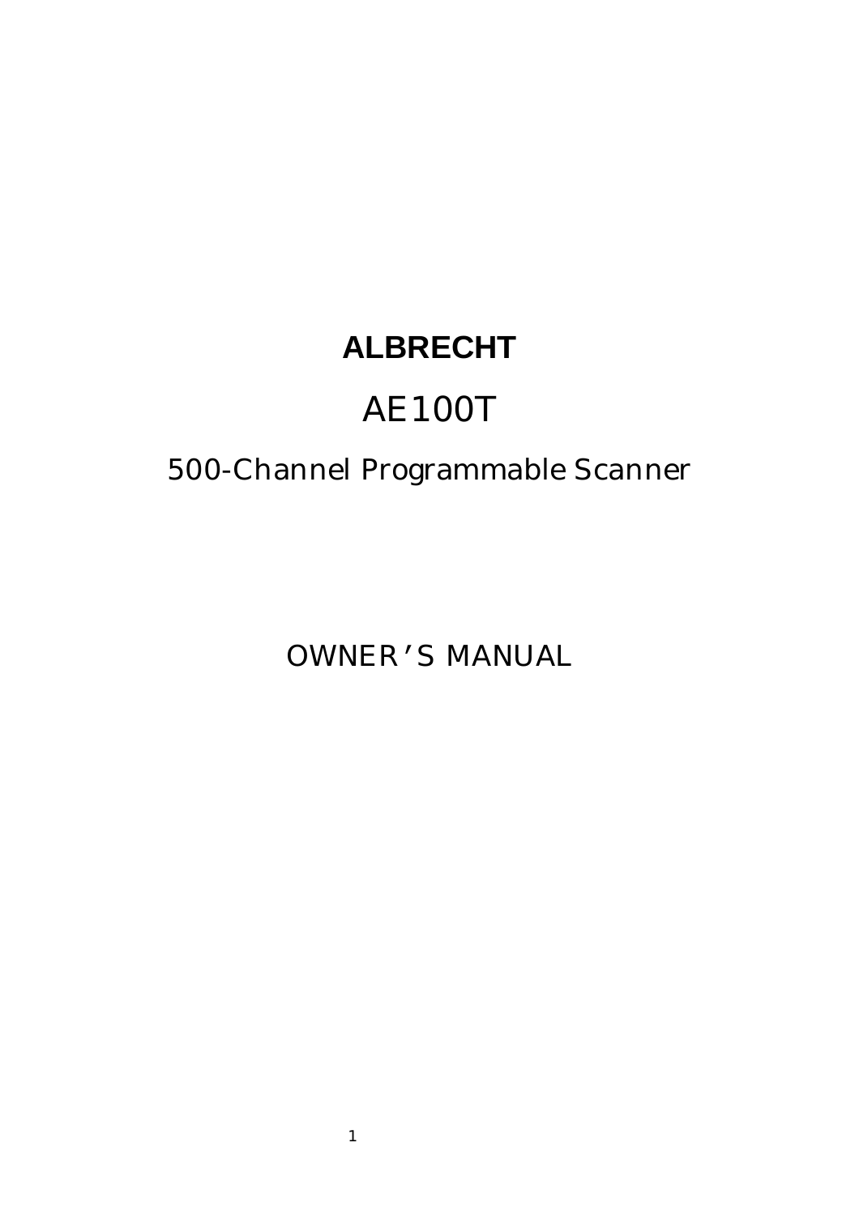# ALBRECHT

# AE100T

## 500-Channel Programmable Scanner

## OWNER'S MANUAL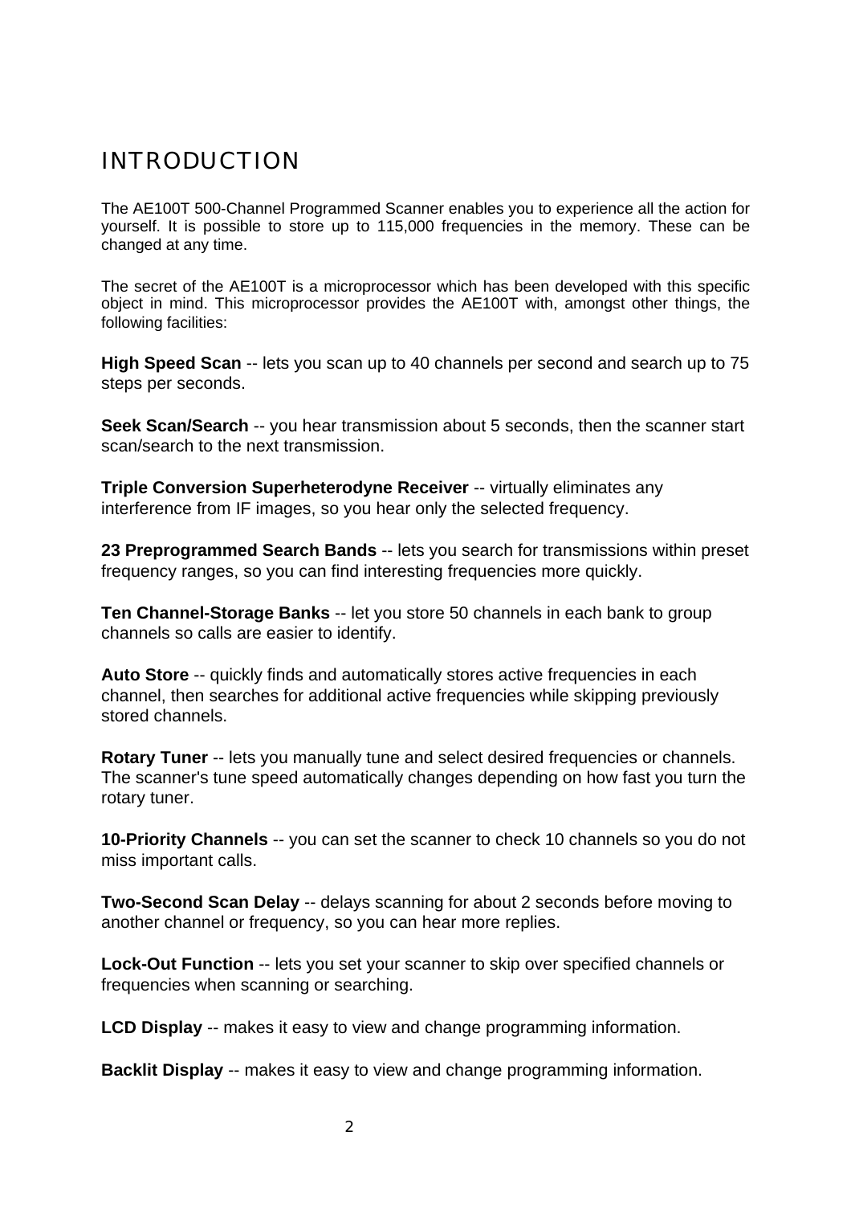# INTRODUCTION

The AE100T 500-Channel Programmed Scanner enables you to experience all the action for yourself. It is possible to store up to 115,000 frequencies in the memory. These can be changed at any time.

The secret of the AE100T is a microprocessor which has been developed with this specific object in mind. This microprocessor provides the AE100T with, amongst other things, the following facilities:

**High Speed Scan** -- lets you scan up to 40 channels per second and search up to 75 steps per seconds.

**Seek Scan/Search** -- you hear transmission about 5 seconds, then the scanner start scan/search to the next transmission.

**Triple Conversion Superheterodyne Receiver** -- virtually eliminates any interference from IF images, so you hear only the selected frequency.

**23 Preprogrammed Search Bands** -- lets you search for transmissions within preset frequency ranges, so you can find interesting frequencies more quickly.

**Ten Channel-Storage Banks** -- let you store 50 channels in each bank to group channels so calls are easier to identify.

**Auto Store** -- quickly finds and automatically stores active frequencies in each channel, then searches for additional active frequencies while skipping previously stored channels.

**Rotary Tuner** -- lets you manually tune and select desired frequencies or channels. The scanner's tune speed automatically changes depending on how fast you turn the rotary tuner.

**10-Priority Channels** -- you can set the scanner to check 10 channels so you do not miss important calls.

**Two-Second Scan Delay** -- delays scanning for about 2 seconds before moving to another channel or frequency, so you can hear more replies.

**Lock-Out Function** -- lets you set your scanner to skip over specified channels or frequencies when scanning or searching.

**LCD Display** -- makes it easy to view and change programming information.

**Backlit Display** -- makes it easy to view and change programming information.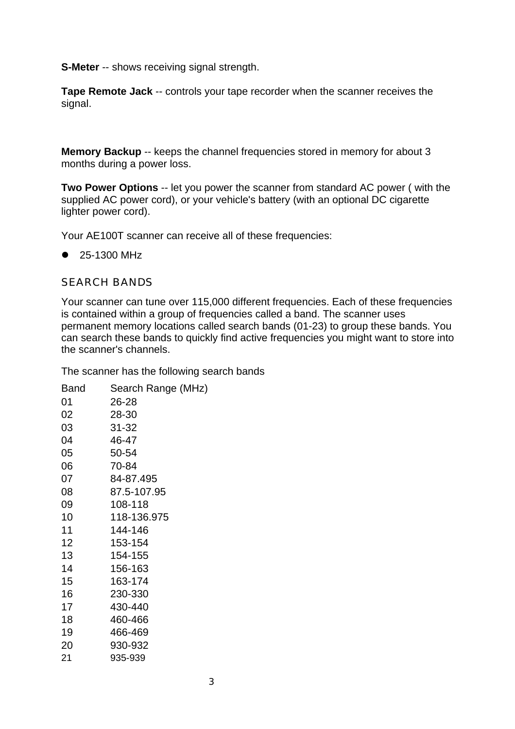**S-Meter** -- shows receiving signal strength.

**Tape Remote Jack** -- controls your tape recorder when the scanner receives the signal.

**Memory Backup** -- keeps the channel frequencies stored in memory for about 3 months during a power loss.

**Two Power Options** -- let you power the scanner from standard AC power ( with the supplied AC power cord), or your vehicle's battery (with an optional DC cigarette lighter power cord).

Your AE100T scanner can receive all of these frequencies:

- 25-1300 MHz

## SEARCH BANDS

Your scanner can tune over 115,000 different frequencies. Each of these frequencies is contained within a group of frequencies called a band. The scanner uses permanent memory locations called search bands (01-23) to group these bands. You can search these bands to quickly find active frequencies you might want to store into the scanner's channels.

The scanner has the following search bands

| Band | Search Range (MHz) |
|---|---|
| 01 | 26-28 |
| 02 | 28-30 |
| 03 | 31-32 |
| 04 | 46-47 |
| 05 | 50-54 |
| 06 | 70-84 |
| 07 | 84-87.495 |
| 08 | 87.5-107.95 |
| 09 | 108-118 |
| 10 | 118-136.975 |
| 11 | 144-146 |
| 12 | 153-154 |
| 13 | 154-155 |
| 14 | 156-163 |
| 15 | 163-174 |
| 16 | 230-330 |
| 17 | 430-440 |
| 18 | 460-466 |
| 19 | 466-469 |
| 20 | 930-932 |
| 21 | 935-939 |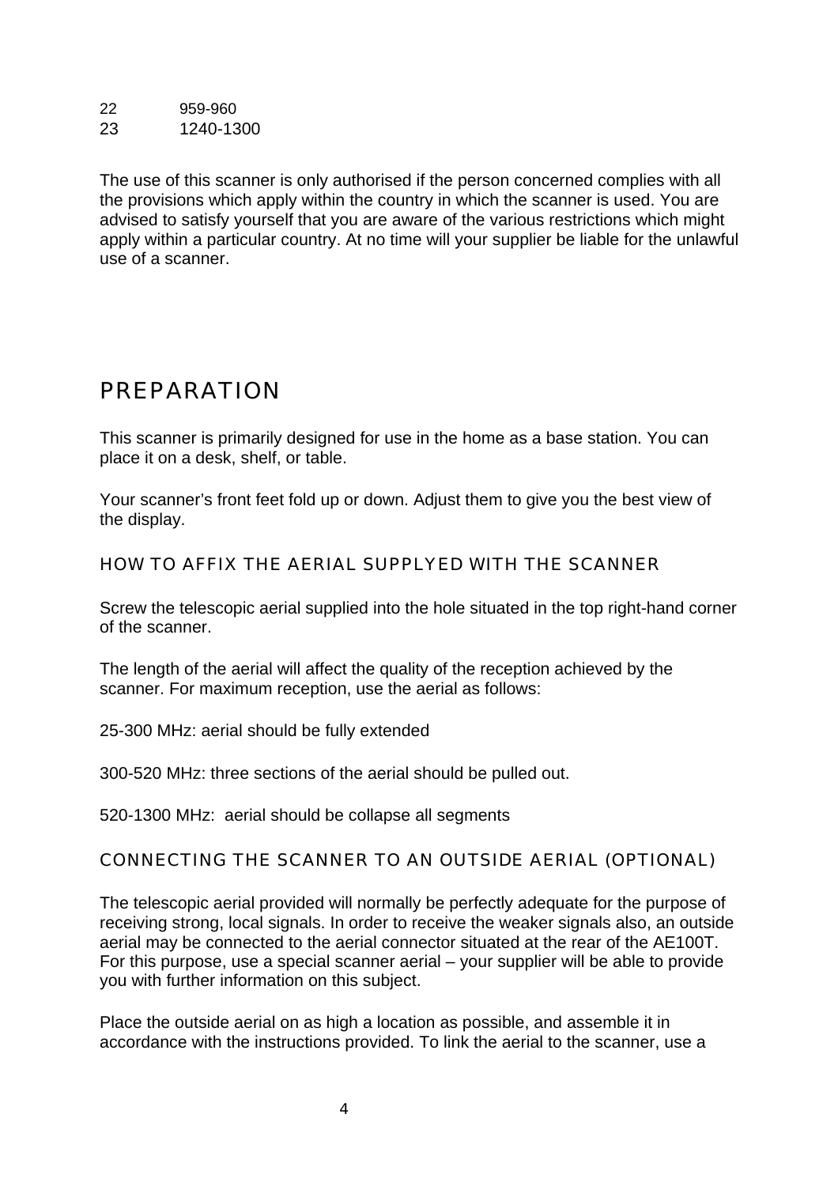| | |
|---|---|
| 22 | 959-960 |
| 23 | 1240-1300 |

The use of this scanner is only authorised if the person concerned complies with all the provisions which apply within the country in which the scanner is used. You are advised to satisfy yourself that you are aware of the various restrictions which might apply within a particular country. At no time will your supplier be liable for the unlawful use of a scanner.

# PREPARATION

This scanner is primarily designed for use in the home as a base station. You can place it on a desk, shelf, or table.

Your scanner's front feet fold up or down. Adjust them to give you the best view of the display.

## HOW TO AFFIX THE AERIAL SUPPLYED WITH THE SCANNER

Screw the telescopic aerial supplied into the hole situated in the top right-hand corner of the scanner.

The length of the aerial will affect the quality of the reception achieved by the scanner. For maximum reception, use the aerial as follows:

25-300 MHz: aerial should be fully extended

300-520 MHz: three sections of the aerial should be pulled out.

520-1300 MHz:  aerial should be collapse all segments

## CONNECTING THE SCANNER TO AN OUTSIDE AERIAL (OPTIONAL)

The telescopic aerial provided will normally be perfectly adequate for the purpose of receiving strong, local signals. In order to receive the weaker signals also, an outside aerial may be connected to the aerial connector situated at the rear of the AE100T. For this purpose, use a special scanner aerial – your supplier will be able to provide you with further information on this subject.

Place the outside aerial on as high a location as possible, and assemble it in accordance with the instructions provided. To link the aerial to the scanner, use a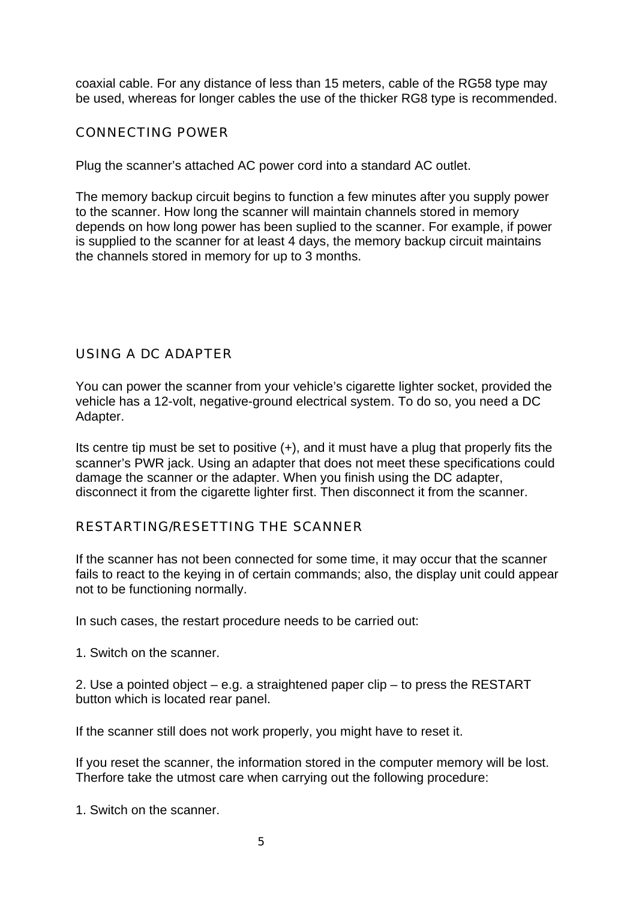coaxial cable. For any distance of less than 15 meters, cable of the RG58 type may be used, whereas for longer cables the use of the thicker RG8 type is recommended.

## CONNECTING POWER

Plug the scanner's attached AC power cord into a standard AC outlet.

The memory backup circuit begins to function a few minutes after you supply power to the scanner. How long the scanner will maintain channels stored in memory depends on how long power has been suplied to the scanner. For example, if power is supplied to the scanner for at least 4 days, the memory backup circuit maintains the channels stored in memory for up to 3 months.

## USING A DC ADAPTER

You can power the scanner from your vehicle's cigarette lighter socket, provided the vehicle has a 12-volt, negative-ground electrical system. To do so, you need a DC Adapter.

Its centre tip must be set to positive (+), and it must have a plug that properly fits the scanner's PWR jack. Using an adapter that does not meet these specifications could damage the scanner or the adapter. When you finish using the DC adapter, disconnect it from the cigarette lighter first. Then disconnect it from the scanner.

## RESTARTING/RESETTING THE SCANNER

If the scanner has not been connected for some time, it may occur that the scanner fails to react to the keying in of certain commands; also, the display unit could appear not to be functioning normally.

In such cases, the restart procedure needs to be carried out:

1. Switch on the scanner.

2. Use a pointed object – e.g. a straightened paper clip – to press the RESTART button which is located rear panel.

If the scanner still does not work properly, you might have to reset it.

If you reset the scanner, the information stored in the computer memory will be lost. Therfore take the utmost care when carrying out the following procedure:

1. Switch on the scanner.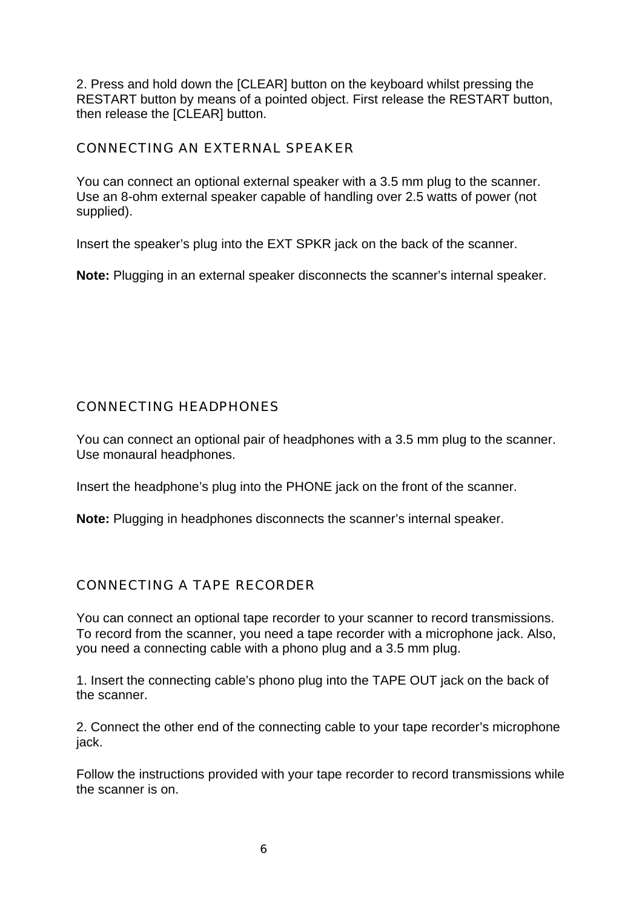2. Press and hold down the [CLEAR] button on the keyboard whilst pressing the RESTART button by means of a pointed object. First release the RESTART button, then release the [CLEAR] button.

## CONNECTING AN EXTERNAL SPEAKER

You can connect an optional external speaker with a 3.5 mm plug to the scanner. Use an 8-ohm external speaker capable of handling over 2.5 watts of power (not supplied).

Insert the speaker's plug into the EXT SPKR jack on the back of the scanner.

**Note:** Plugging in an external speaker disconnects the scanner's internal speaker.

## CONNECTING HEADPHONES

You can connect an optional pair of headphones with a 3.5 mm plug to the scanner. Use monaural headphones.

Insert the headphone's plug into the PHONE jack on the front of the scanner.

**Note:** Plugging in headphones disconnects the scanner's internal speaker.

## CONNECTING A TAPE RECORDER

You can connect an optional tape recorder to your scanner to record transmissions. To record from the scanner, you need a tape recorder with a microphone jack. Also, you need a connecting cable with a phono plug and a 3.5 mm plug.

1. Insert the connecting cable's phono plug into the TAPE OUT jack on the back of the scanner.

2. Connect the other end of the connecting cable to your tape recorder's microphone jack.

Follow the instructions provided with your tape recorder to record transmissions while the scanner is on.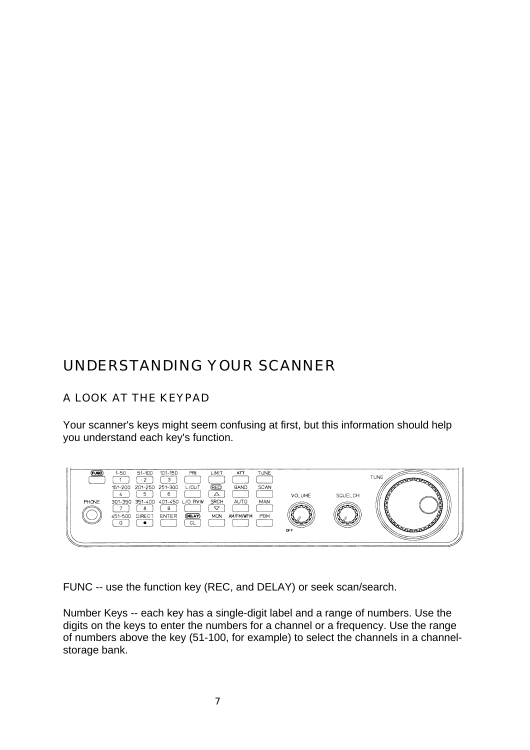# UNDERSTANDING YOUR SCANNER

## A LOOK AT THE KEYPAD

Your scanner's keys might seem confusing at first, but this information should help you understand each key's function.

FUNC -- use the function key (REC, and DELAY) or seek scan/search.

Number Keys -- each key has a single-digit label and a range of numbers. Use the digits on the keys to enter the numbers for a channel or a frequency. Use the range of numbers above the key (51-100, for example) to select the channels in a channel-storage bank.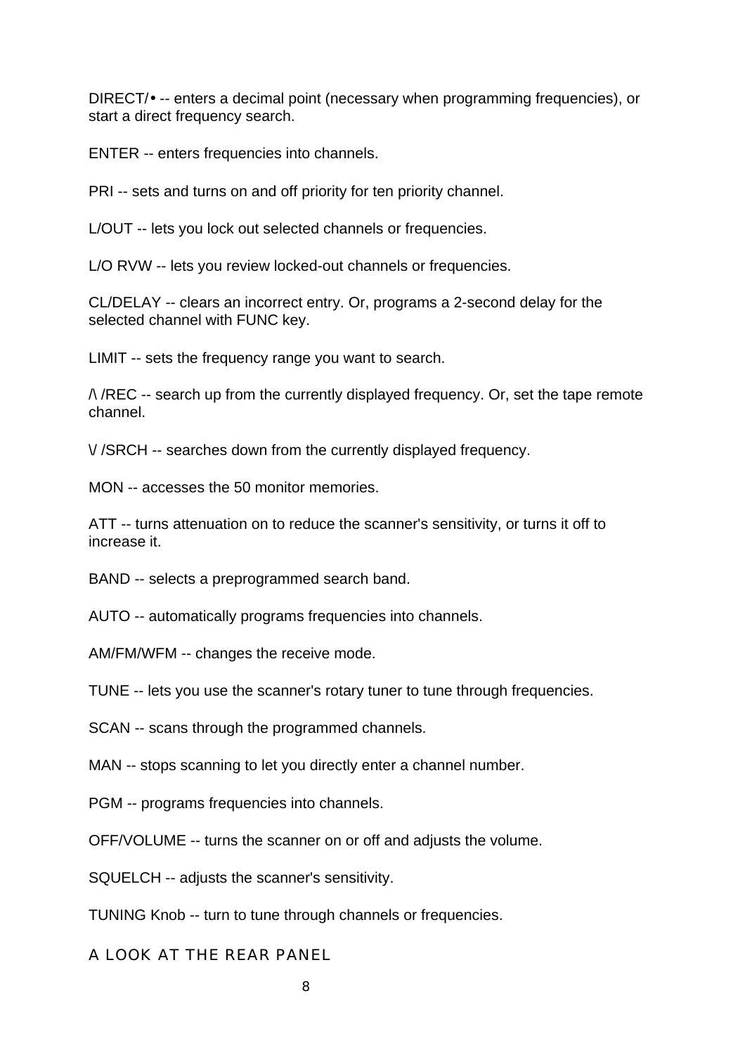DIRECT/• -- enters a decimal point (necessary when programming frequencies), or start a direct frequency search.

ENTER -- enters frequencies into channels.

PRI -- sets and turns on and off priority for ten priority channel.

L/OUT -- lets you lock out selected channels or frequencies.

L/O RVW -- lets you review locked-out channels or frequencies.

CL/DELAY -- clears an incorrect entry. Or, programs a 2-second delay for the selected channel with FUNC key.

LIMIT -- sets the frequency range you want to search.

/\ /REC -- search up from the currently displayed frequency. Or, set the tape remote channel.

\/ /SRCH -- searches down from the currently displayed frequency.

MON -- accesses the 50 monitor memories.

ATT -- turns attenuation on to reduce the scanner's sensitivity, or turns it off to increase it.

BAND -- selects a preprogrammed search band.

AUTO -- automatically programs frequencies into channels.

AM/FM/WFM -- changes the receive mode.

TUNE -- lets you use the scanner's rotary tuner to tune through frequencies.

SCAN -- scans through the programmed channels.

MAN -- stops scanning to let you directly enter a channel number.

PGM -- programs frequencies into channels.

OFF/VOLUME -- turns the scanner on or off and adjusts the volume.

SQUELCH -- adjusts the scanner's sensitivity.

TUNING Knob -- turn to tune through channels or frequencies.

## A LOOK AT THE REAR PANEL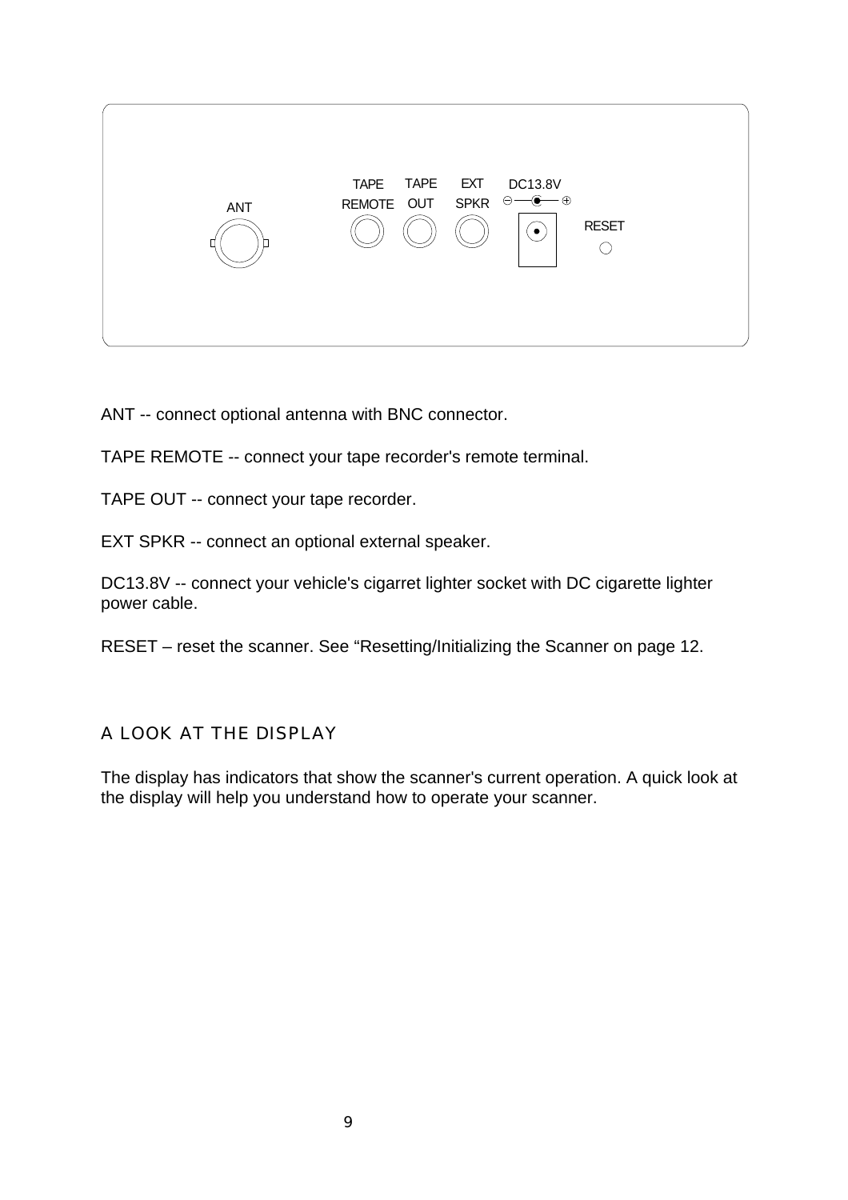ANT -- connect optional antenna with BNC connector.

TAPE REMOTE -- connect your tape recorder's remote terminal.

TAPE OUT -- connect your tape recorder.

EXT SPKR -- connect an optional external speaker.

DC13.8V -- connect your vehicle's cigarret lighter socket with DC cigarette lighter power cable.

RESET – reset the scanner. See “Resetting/Initializing the Scanner on page 12.

## A LOOK AT THE DISPLAY

The display has indicators that show the scanner's current operation. A quick look at the display will help you understand how to operate your scanner.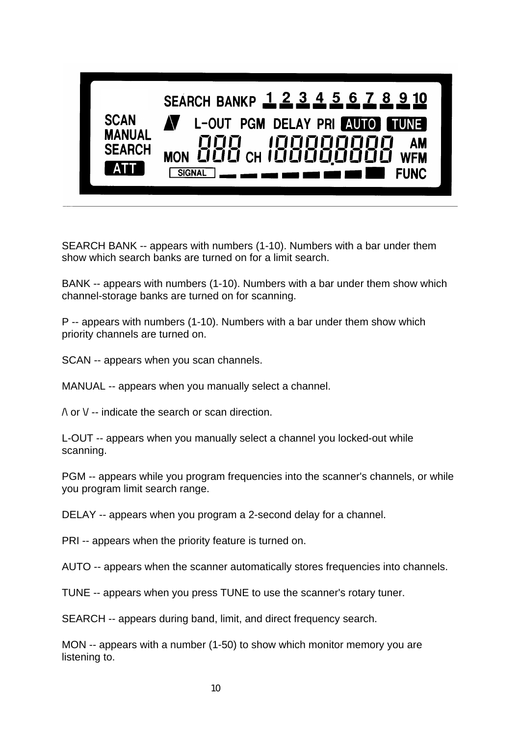SEARCH BANK -- appears with numbers (1-10). Numbers with a bar under them show which search banks are turned on for a limit search.

BANK -- appears with numbers (1-10). Numbers with a bar under them show which channel-storage banks are turned on for scanning.

P -- appears with numbers (1-10). Numbers with a bar under them show which priority channels are turned on.

SCAN -- appears when you scan channels.

MANUAL -- appears when you manually select a channel.

/\ or \/ -- indicate the search or scan direction.

L-OUT -- appears when you manually select a channel you locked-out while scanning.

PGM -- appears while you program frequencies into the scanner's channels, or while you program limit search range.

DELAY -- appears when you program a 2-second delay for a channel.

PRI -- appears when the priority feature is turned on.

AUTO -- appears when the scanner automatically stores frequencies into channels.

TUNE -- appears when you press TUNE to use the scanner's rotary tuner.

SEARCH -- appears during band, limit, and direct frequency search.

MON -- appears with a number (1-50) to show which monitor memory you are listening to.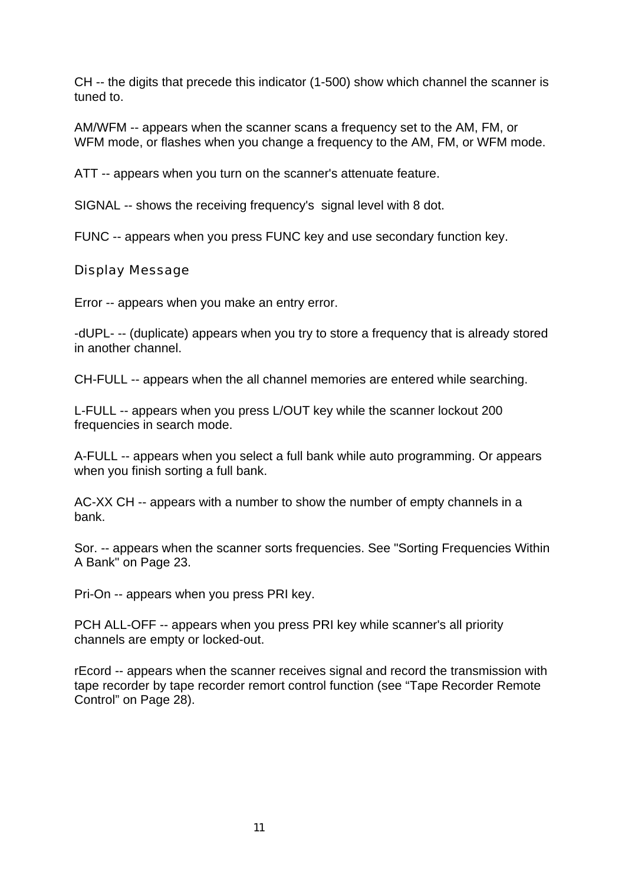CH -- the digits that precede this indicator (1-500) show which channel the scanner is tuned to.

AM/WFM -- appears when the scanner scans a frequency set to the AM, FM, or WFM mode, or flashes when you change a frequency to the AM, FM, or WFM mode.

ATT -- appears when you turn on the scanner's attenuate feature.

SIGNAL -- shows the receiving frequency's signal level with 8 dot.

FUNC -- appears when you press FUNC key and use secondary function key.

## Display Message

Error -- appears when you make an entry error.

-dUPL- -- (duplicate) appears when you try to store a frequency that is already stored in another channel.

CH-FULL -- appears when the all channel memories are entered while searching.

L-FULL -- appears when you press L/OUT key while the scanner lockout 200 frequencies in search mode.

A-FULL -- appears when you select a full bank while auto programming. Or appears when you finish sorting a full bank.

AC-XX CH -- appears with a number to show the number of empty channels in a bank.

Sor. -- appears when the scanner sorts frequencies. See "Sorting Frequencies Within A Bank" on Page 23.

Pri-On -- appears when you press PRI key.

PCH ALL-OFF -- appears when you press PRI key while scanner's all priority channels are empty or locked-out.

rEcord -- appears when the scanner receives signal and record the transmission with tape recorder by tape recorder remort control function (see “Tape Recorder Remote Control” on Page 28).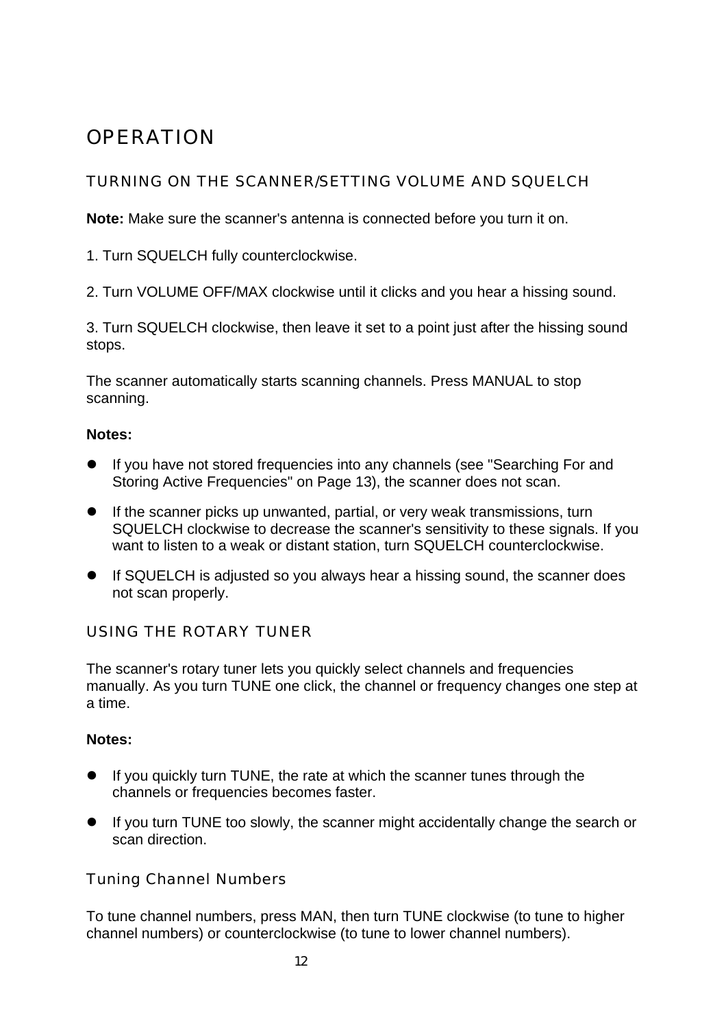# OPERATION

## TURNING ON THE SCANNER/SETTING VOLUME AND SQUELCH

**Note:** Make sure the scanner's antenna is connected before you turn it on.

1. Turn SQUELCH fully counterclockwise.

2. Turn VOLUME OFF/MAX clockwise until it clicks and you hear a hissing sound.

3. Turn SQUELCH clockwise, then leave it set to a point just after the hissing sound stops.

The scanner automatically starts scanning channels. Press MANUAL to stop scanning.

**Notes:**

- If you have not stored frequencies into any channels (see "Searching For and Storing Active Frequencies" on Page 13), the scanner does not scan.
- If the scanner picks up unwanted, partial, or very weak transmissions, turn SQUELCH clockwise to decrease the scanner's sensitivity to these signals. If you want to listen to a weak or distant station, turn SQUELCH counterclockwise.
- If SQUELCH is adjusted so you always hear a hissing sound, the scanner does not scan properly.

## USING THE ROTARY TUNER

The scanner's rotary tuner lets you quickly select channels and frequencies manually. As you turn TUNE one click, the channel or frequency changes one step at a time.

**Notes:**

- If you quickly turn TUNE, the rate at which the scanner tunes through the channels or frequencies becomes faster.
- If you turn TUNE too slowly, the scanner might accidentally change the search or scan direction.

### Tuning Channel Numbers

To tune channel numbers, press MAN, then turn TUNE clockwise (to tune to higher channel numbers) or counterclockwise (to tune to lower channel numbers).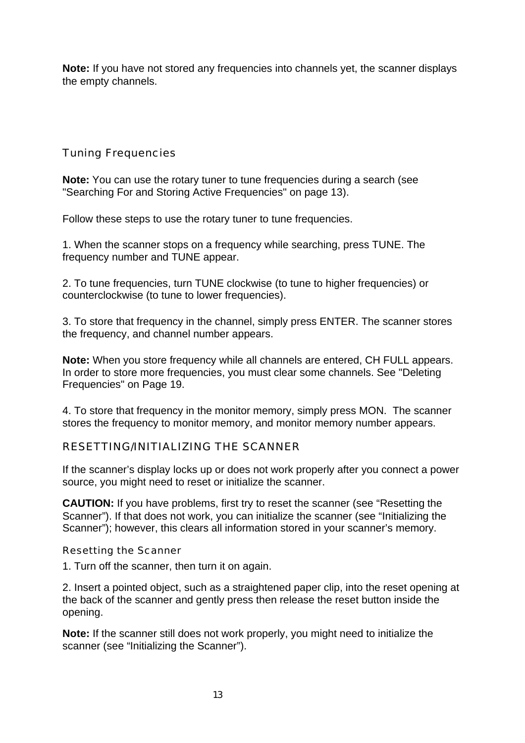**Note:** If you have not stored any frequencies into channels yet, the scanner displays the empty channels.

## Tuning Frequencies

**Note:** You can use the rotary tuner to tune frequencies during a search (see "Searching For and Storing Active Frequencies" on page 13).

Follow these steps to use the rotary tuner to tune frequencies.

1. When the scanner stops on a frequency while searching, press TUNE. The frequency number and TUNE appear.

2. To tune frequencies, turn TUNE clockwise (to tune to higher frequencies) or counterclockwise (to tune to lower frequencies).

3. To store that frequency in the channel, simply press ENTER. The scanner stores the frequency, and channel number appears.

**Note:** When you store frequency while all channels are entered, CH FULL appears. In order to store more frequencies, you must clear some channels. See "Deleting Frequencies" on Page 19.

4. To store that frequency in the monitor memory, simply press MON. The scanner stores the frequency to monitor memory, and monitor memory number appears.

## RESETTING/INITIALIZING THE SCANNER

If the scanner's display locks up or does not work properly after you connect a power source, you might need to reset or initialize the scanner.

**CAUTION:** If you have problems, first try to reset the scanner (see "Resetting the Scanner"). If that does not work, you can initialize the scanner (see "Initializing the Scanner"); however, this clears all information stored in your scanner's memory.

### Resetting the Scanner

1. Turn off the scanner, then turn it on again.

2. Insert a pointed object, such as a straightened paper clip, into the reset opening at the back of the scanner and gently press then release the reset button inside the opening.

**Note:** If the scanner still does not work properly, you might need to initialize the scanner (see "Initializing the Scanner").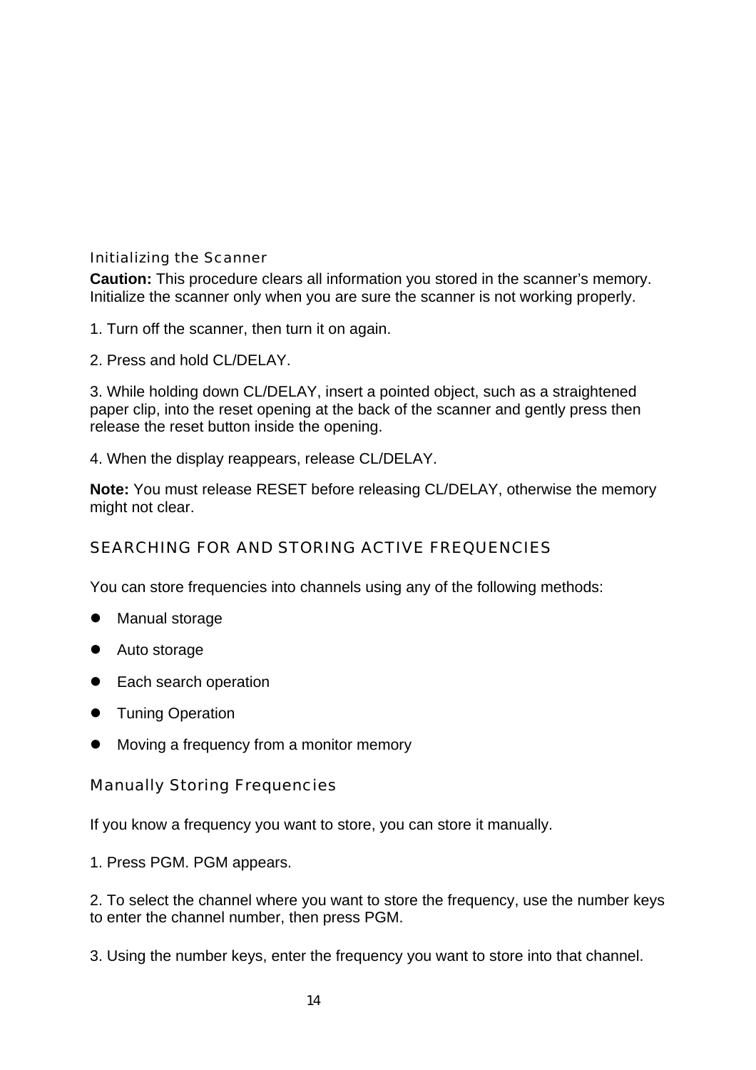### Initializing the Scanner

**Caution:** This procedure clears all information you stored in the scanner's memory. Initialize the scanner only when you are sure the scanner is not working properly.

1. Turn off the scanner, then turn it on again.

2. Press and hold CL/DELAY.

3. While holding down CL/DELAY, insert a pointed object, such as a straightened paper clip, into the reset opening at the back of the scanner and gently press then release the reset button inside the opening.

4. When the display reappears, release CL/DELAY.

**Note:** You must release RESET before releasing CL/DELAY, otherwise the memory might not clear.

## SEARCHING FOR AND STORING ACTIVE FREQUENCIES

You can store frequencies into channels using any of the following methods:

- Manual storage
- Auto storage
- Each search operation
- Tuning Operation
- Moving a frequency from a monitor memory

### Manually Storing Frequencies

If you know a frequency you want to store, you can store it manually.

1. Press PGM. PGM appears.

2. To select the channel where you want to store the frequency, use the number keys to enter the channel number, then press PGM.

3. Using the number keys, enter the frequency you want to store into that channel.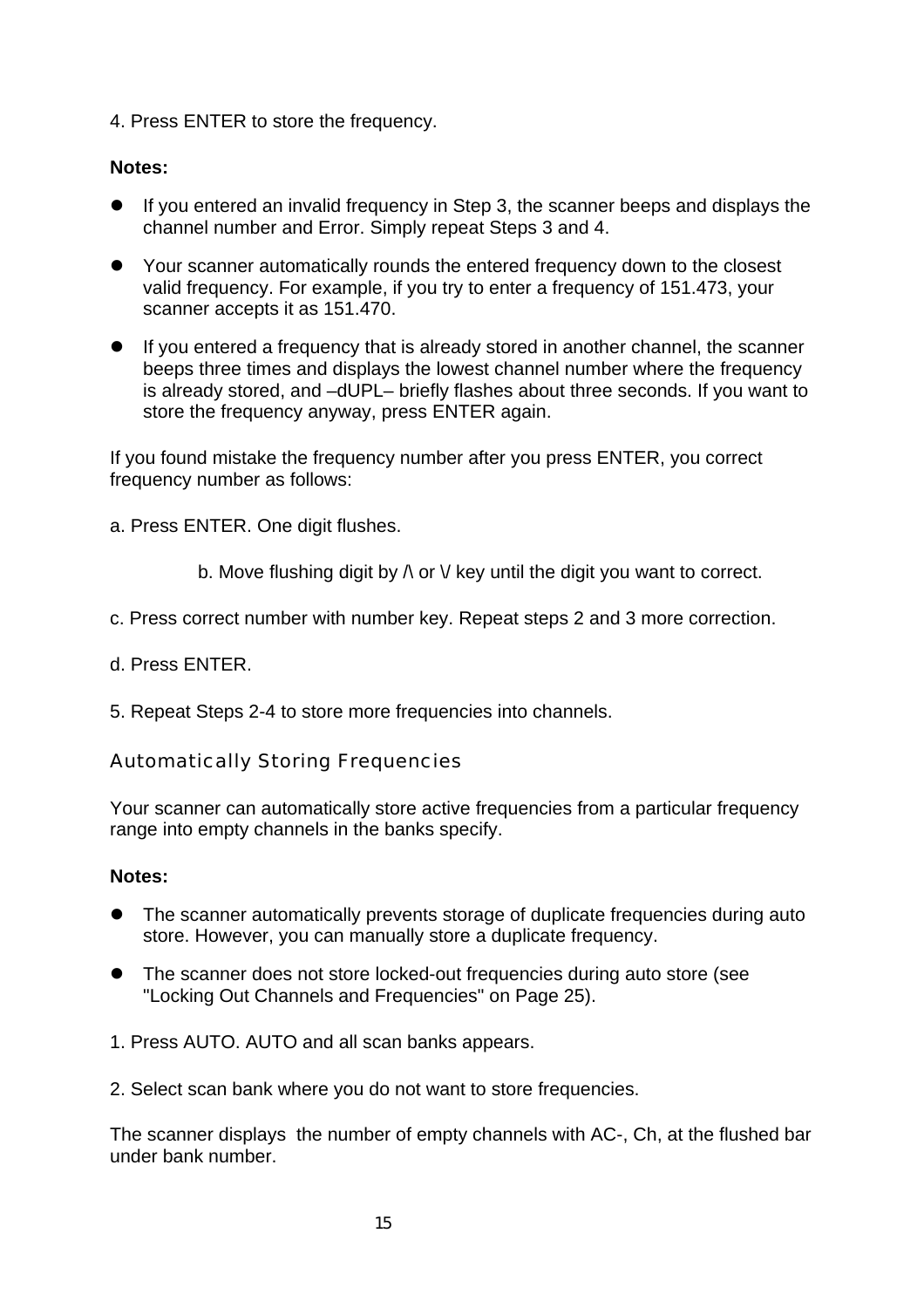4. Press ENTER to store the frequency.

**Notes:**

- If you entered an invalid frequency in Step 3, the scanner beeps and displays the channel number and Error. Simply repeat Steps 3 and 4.
- Your scanner automatically rounds the entered frequency down to the closest valid frequency. For example, if you try to enter a frequency of 151.473, your scanner accepts it as 151.470.
- If you entered a frequency that is already stored in another channel, the scanner beeps three times and displays the lowest channel number where the frequency is already stored, and –dUPL– briefly flashes about three seconds. If you want to store the frequency anyway, press ENTER again.

If you found mistake the frequency number after you press ENTER, you correct frequency number as follows:

a. Press ENTER. One digit flushes.

b. Move flushing digit by /\ or \/ key until the digit you want to correct.

c. Press correct number with number key. Repeat steps 2 and 3 more correction.

d. Press ENTER.

5. Repeat Steps 2-4 to store more frequencies into channels.

## Automatically Storing Frequencies

Your scanner can automatically store active frequencies from a particular frequency range into empty channels in the banks specify.

**Notes:**

- The scanner automatically prevents storage of duplicate frequencies during auto store. However, you can manually store a duplicate frequency.
- The scanner does not store locked-out frequencies during auto store (see "Locking Out Channels and Frequencies" on Page 25).

1. Press AUTO. AUTO and all scan banks appears.

2. Select scan bank where you do not want to store frequencies.

The scanner displays the number of empty channels with AC-, Ch, at the flushed bar under bank number.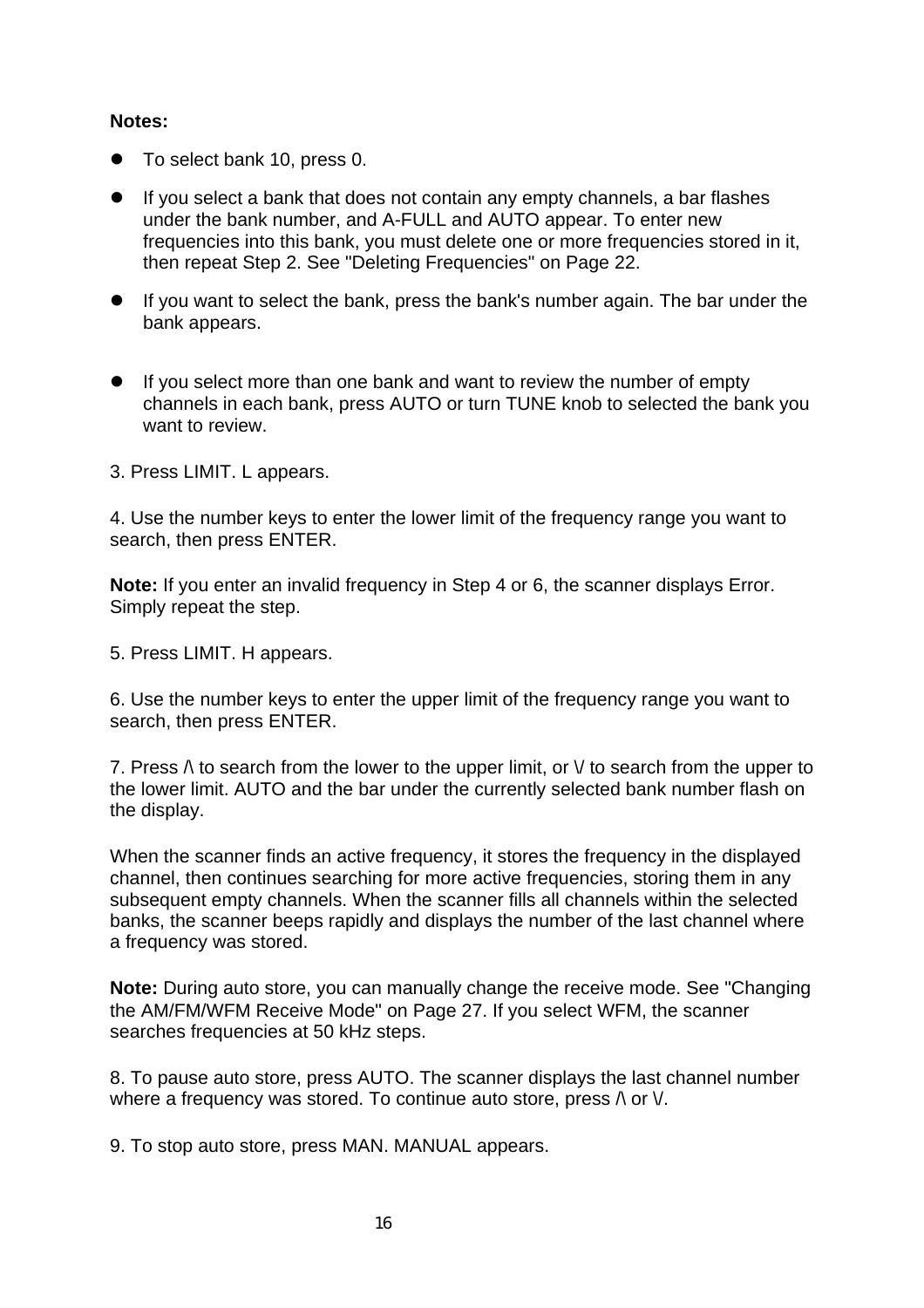**Notes:**

- To select bank 10, press 0.
- If you select a bank that does not contain any empty channels, a bar flashes under the bank number, and A-FULL and AUTO appear. To enter new frequencies into this bank, you must delete one or more frequencies stored in it, then repeat Step 2. See "Deleting Frequencies" on Page 22.
- If you want to select the bank, press the bank's number again. The bar under the bank appears.
- If you select more than one bank and want to review the number of empty channels in each bank, press AUTO or turn TUNE knob to selected the bank you want to review.

3. Press LIMIT. L appears.

4. Use the number keys to enter the lower limit of the frequency range you want to search, then press ENTER.

**Note:** If you enter an invalid frequency in Step 4 or 6, the scanner displays Error. Simply repeat the step.

5. Press LIMIT. H appears.

6. Use the number keys to enter the upper limit of the frequency range you want to search, then press ENTER.

7. Press /\ to search from the lower to the upper limit, or \/ to search from the upper to the lower limit. AUTO and the bar under the currently selected bank number flash on the display.

When the scanner finds an active frequency, it stores the frequency in the displayed channel, then continues searching for more active frequencies, storing them in any subsequent empty channels. When the scanner fills all channels within the selected banks, the scanner beeps rapidly and displays the number of the last channel where a frequency was stored.

**Note:** During auto store, you can manually change the receive mode. See "Changing the AM/FM/WFM Receive Mode" on Page 27. If you select WFM, the scanner searches frequencies at 50 kHz steps.

8. To pause auto store, press AUTO. The scanner displays the last channel number where a frequency was stored. To continue auto store, press /\ or \/.

9. To stop auto store, press MAN. MANUAL appears.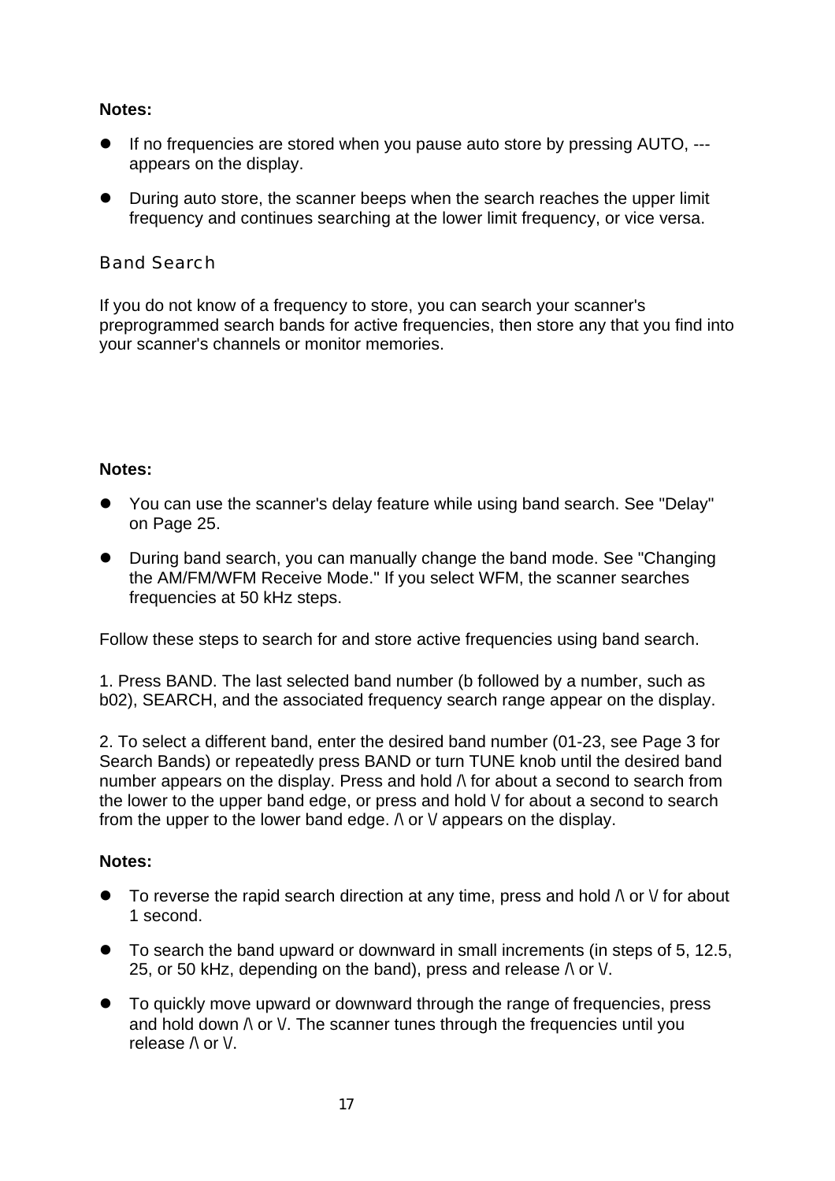**Notes:**

- If no frequencies are stored when you pause auto store by pressing AUTO, --- appears on the display.
- During auto store, the scanner beeps when the search reaches the upper limit frequency and continues searching at the lower limit frequency, or vice versa.

## Band Search

If you do not know of a frequency to store, you can search your scanner's preprogrammed search bands for active frequencies, then store any that you find into your scanner's channels or monitor memories.

**Notes:**

- You can use the scanner's delay feature while using band search. See "Delay" on Page 25.
- During band search, you can manually change the band mode. See "Changing the AM/FM/WFM Receive Mode." If you select WFM, the scanner searches frequencies at 50 kHz steps.

Follow these steps to search for and store active frequencies using band search.

1. Press BAND. The last selected band number (b followed by a number, such as b02), SEARCH, and the associated frequency search range appear on the display.

2. To select a different band, enter the desired band number (01-23, see Page 3 for Search Bands) or repeatedly press BAND or turn TUNE knob until the desired band number appears on the display. Press and hold /\ for about a second to search from the lower to the upper band edge, or press and hold \/ for about a second to search from the upper to the lower band edge. /\ or \/ appears on the display.

**Notes:**

- To reverse the rapid search direction at any time, press and hold /\ or \/ for about 1 second.
- To search the band upward or downward in small increments (in steps of 5, 12.5, 25, or 50 kHz, depending on the band), press and release /\ or \/.
- To quickly move upward or downward through the range of frequencies, press and hold down /\ or \/. The scanner tunes through the frequencies until you release /\ or \/.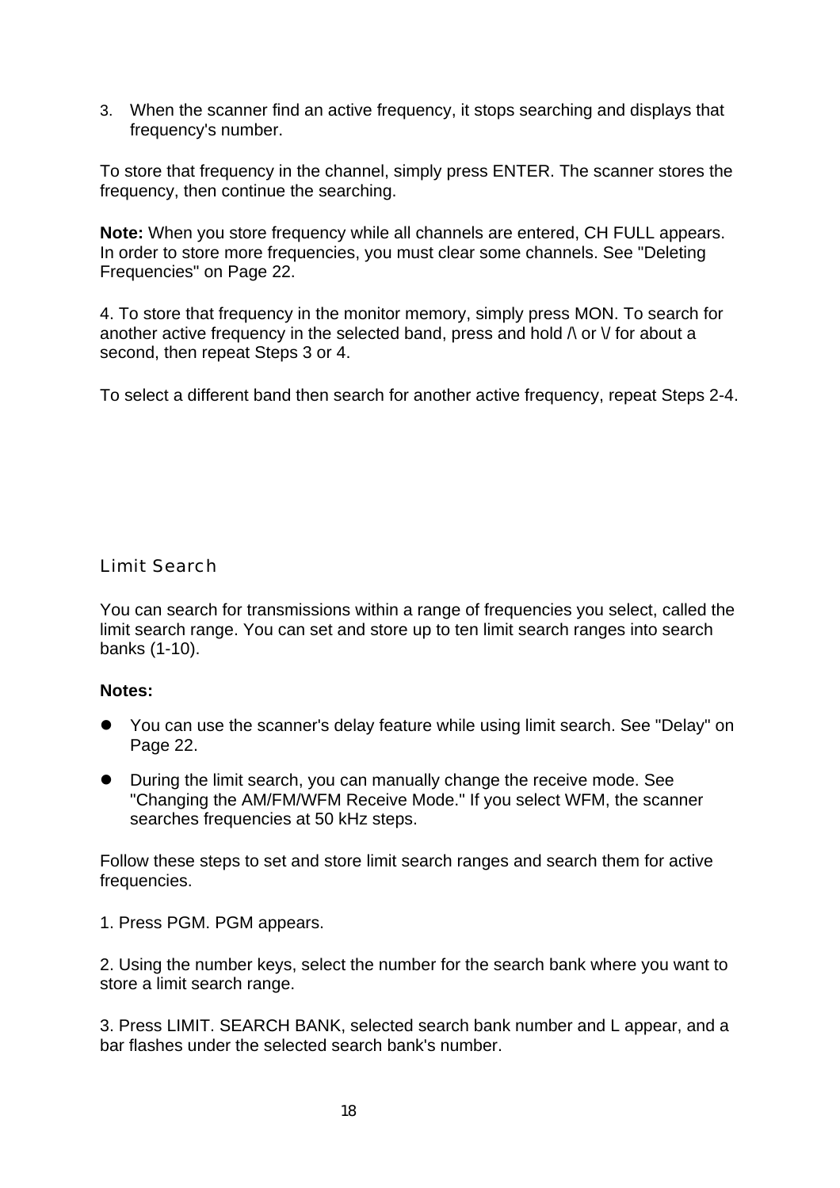3. When the scanner find an active frequency, it stops searching and displays that frequency's number.

To store that frequency in the channel, simply press ENTER. The scanner stores the frequency, then continue the searching.

**Note:** When you store frequency while all channels are entered, CH FULL appears. In order to store more frequencies, you must clear some channels. See "Deleting Frequencies" on Page 22.

4. To store that frequency in the monitor memory, simply press MON. To search for another active frequency in the selected band, press and hold /\ or \/ for about a second, then repeat Steps 3 or 4.

To select a different band then search for another active frequency, repeat Steps 2-4.

## Limit Search

You can search for transmissions within a range of frequencies you select, called the limit search range. You can set and store up to ten limit search ranges into search banks (1-10).

**Notes:**

- You can use the scanner's delay feature while using limit search. See "Delay" on Page 22.
- During the limit search, you can manually change the receive mode. See "Changing the AM/FM/WFM Receive Mode." If you select WFM, the scanner searches frequencies at 50 kHz steps.

Follow these steps to set and store limit search ranges and search them for active frequencies.

1. Press PGM. PGM appears.

2. Using the number keys, select the number for the search bank where you want to store a limit search range.

3. Press LIMIT. SEARCH BANK, selected search bank number and L appear, and a bar flashes under the selected search bank's number.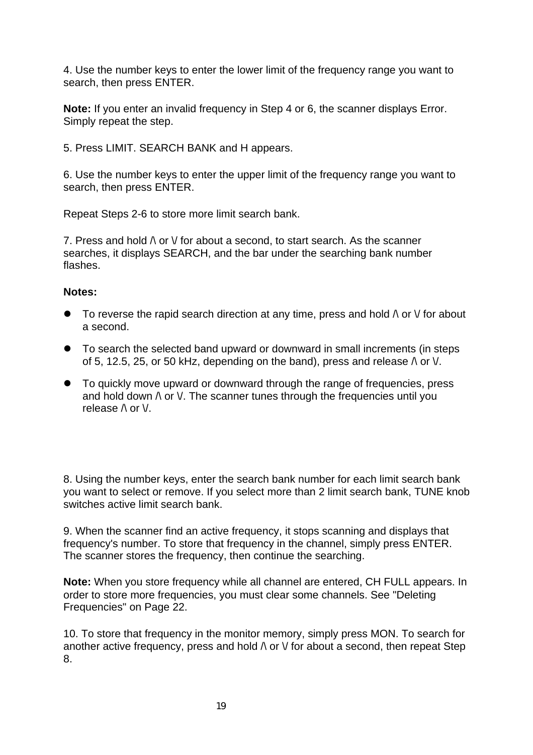4. Use the number keys to enter the lower limit of the frequency range you want to search, then press ENTER.

**Note:** If you enter an invalid frequency in Step 4 or 6, the scanner displays Error. Simply repeat the step.

5. Press LIMIT. SEARCH BANK and H appears.

6. Use the number keys to enter the upper limit of the frequency range you want to search, then press ENTER.

Repeat Steps 2-6 to store more limit search bank.

7. Press and hold /\ or \/ for about a second, to start search. As the scanner searches, it displays SEARCH, and the bar under the searching bank number flashes.

**Notes:**

- To reverse the rapid search direction at any time, press and hold /\ or \/ for about a second.
- To search the selected band upward or downward in small increments (in steps of 5, 12.5, 25, or 50 kHz, depending on the band), press and release /\ or \/.
- To quickly move upward or downward through the range of frequencies, press and hold down /\ or \/. The scanner tunes through the frequencies until you release /\ or \/.

8. Using the number keys, enter the search bank number for each limit search bank you want to select or remove. If you select more than 2 limit search bank, TUNE knob switches active limit search bank.

9. When the scanner find an active frequency, it stops scanning and displays that frequency's number. To store that frequency in the channel, simply press ENTER. The scanner stores the frequency, then continue the searching.

**Note:** When you store frequency while all channel are entered, CH FULL appears. In order to store more frequencies, you must clear some channels. See "Deleting Frequencies" on Page 22.

10. To store that frequency in the monitor memory, simply press MON. To search for another active frequency, press and hold /\ or \/ for about a second, then repeat Step 8.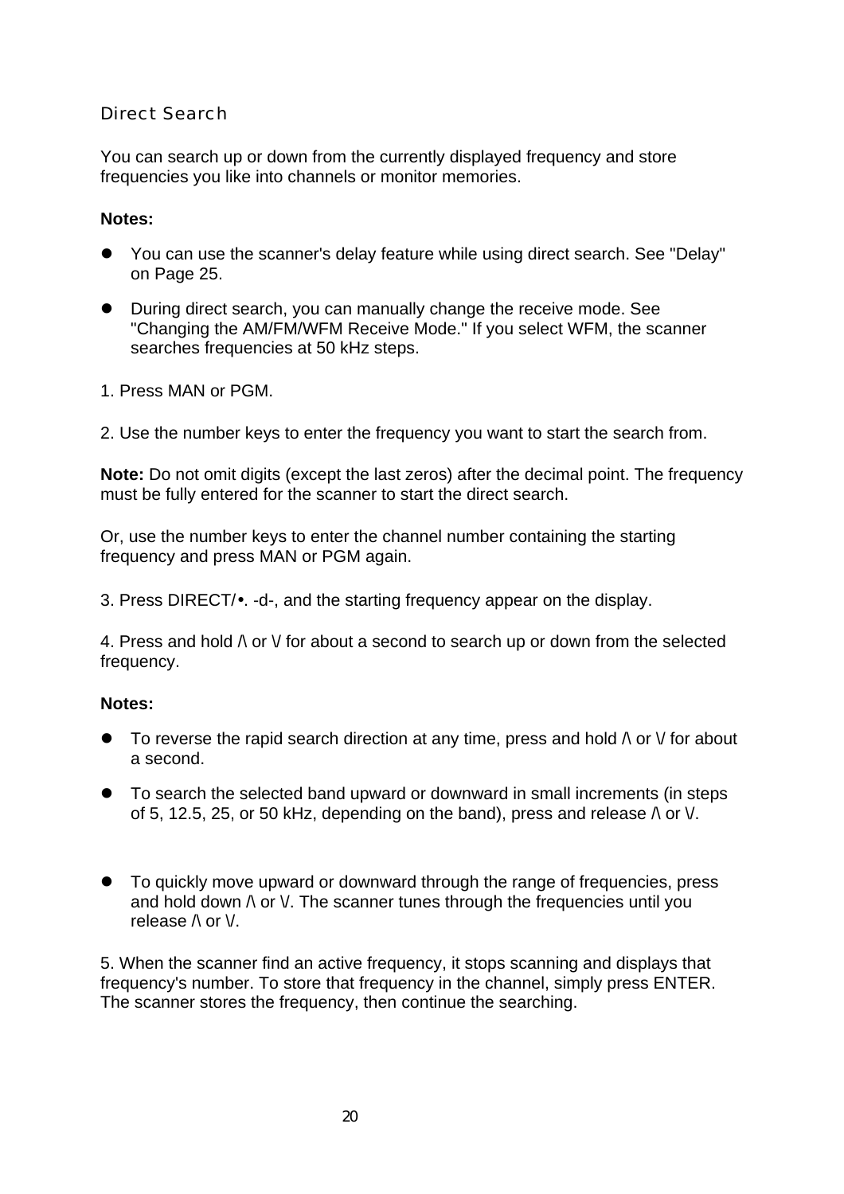## Direct Search

You can search up or down from the currently displayed frequency and store frequencies you like into channels or monitor memories.

**Notes:**

- You can use the scanner's delay feature while using direct search. See "Delay" on Page 25.
- During direct search, you can manually change the receive mode. See "Changing the AM/FM/WFM Receive Mode." If you select WFM, the scanner searches frequencies at 50 kHz steps.

1. Press MAN or PGM.

2. Use the number keys to enter the frequency you want to start the search from.

**Note:** Do not omit digits (except the last zeros) after the decimal point. The frequency must be fully entered for the scanner to start the direct search.

Or, use the number keys to enter the channel number containing the starting frequency and press MAN or PGM again.

3. Press DIRECT/•. -d-, and the starting frequency appear on the display.

4. Press and hold /\ or \/ for about a second to search up or down from the selected frequency.

**Notes:**

- To reverse the rapid search direction at any time, press and hold /\ or \/ for about a second.
- To search the selected band upward or downward in small increments (in steps of 5, 12.5, 25, or 50 kHz, depending on the band), press and release /\ or \/.
- To quickly move upward or downward through the range of frequencies, press and hold down /\ or \/. The scanner tunes through the frequencies until you release /\ or \/.

5. When the scanner find an active frequency, it stops scanning and displays that frequency's number. To store that frequency in the channel, simply press ENTER. The scanner stores the frequency, then continue the searching.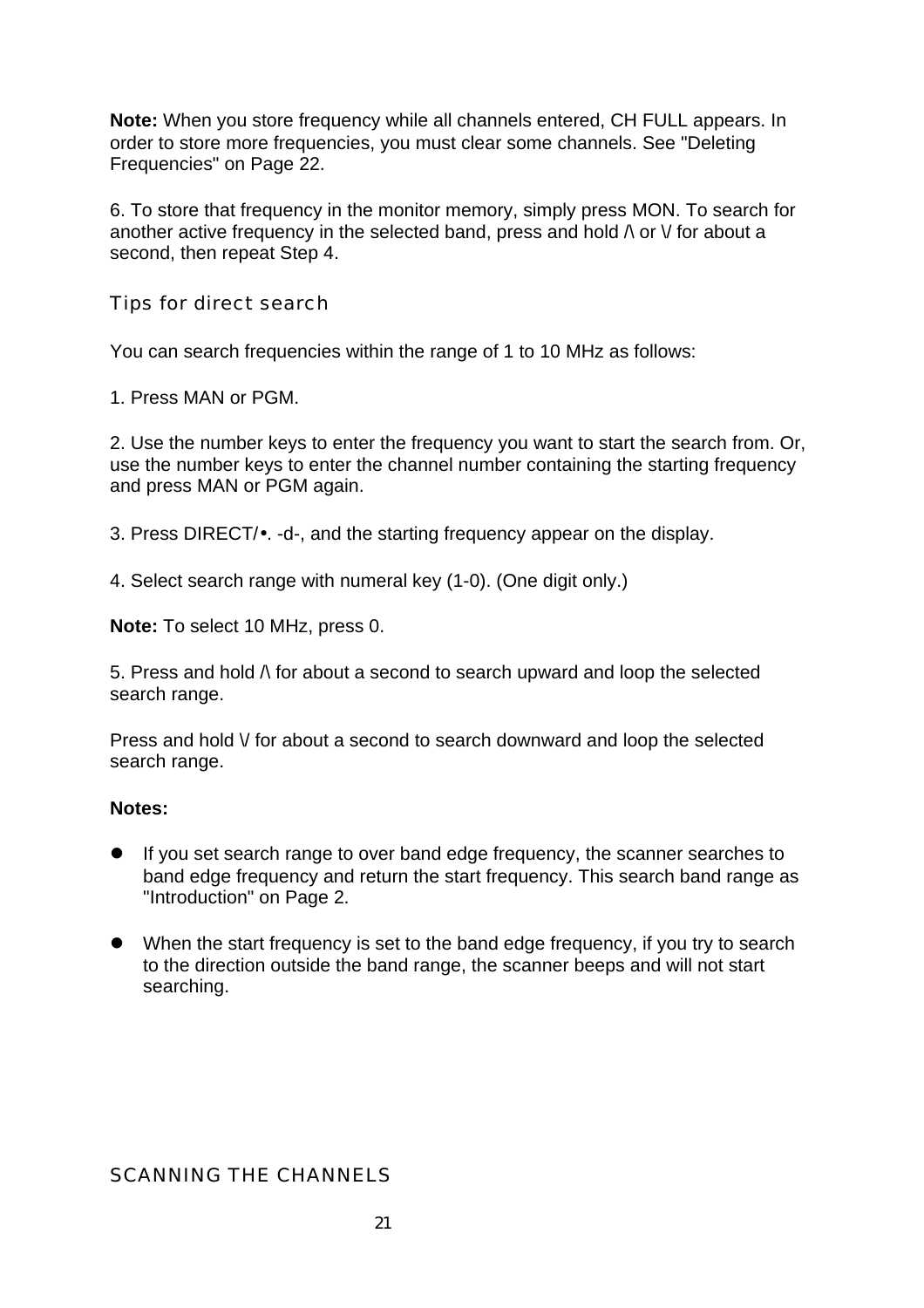**Note:** When you store frequency while all channels entered, CH FULL appears. In order to store more frequencies, you must clear some channels. See "Deleting Frequencies" on Page 22.

6. To store that frequency in the monitor memory, simply press MON. To search for another active frequency in the selected band, press and hold /\ or \/ for about a second, then repeat Step 4.

## Tips for direct search

You can search frequencies within the range of 1 to 10 MHz as follows:

1. Press MAN or PGM.

2. Use the number keys to enter the frequency you want to start the search from. Or, use the number keys to enter the channel number containing the starting frequency and press MAN or PGM again.

3. Press DIRECT/•. -d-, and the starting frequency appear on the display.

4. Select search range with numeral key (1-0). (One digit only.)

**Note:** To select 10 MHz, press 0.

5. Press and hold /\ for about a second to search upward and loop the selected search range.

Press and hold \/ for about a second to search downward and loop the selected search range.

**Notes:**

- If you set search range to over band edge frequency, the scanner searches to band edge frequency and return the start frequency. This search band range as "Introduction" on Page 2.
- When the start frequency is set to the band edge frequency, if you try to search to the direction outside the band range, the scanner beeps and will not start searching.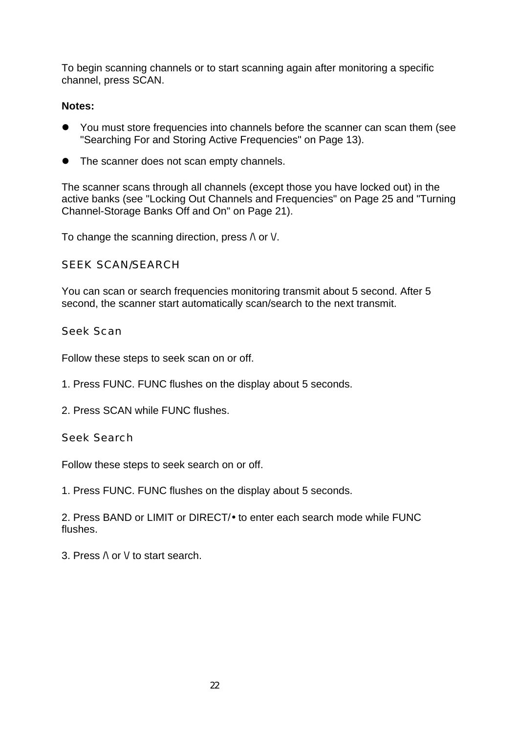To begin scanning channels or to start scanning again after monitoring a specific channel, press SCAN.

**Notes:**

- You must store frequencies into channels before the scanner can scan them (see "Searching For and Storing Active Frequencies" on Page 13).
- The scanner does not scan empty channels.

The scanner scans through all channels (except those you have locked out) in the active banks (see "Locking Out Channels and Frequencies" on Page 25 and "Turning Channel-Storage Banks Off and On" on Page 21).

To change the scanning direction, press /\ or \/.

## SEEK SCAN/SEARCH

You can scan or search frequencies monitoring transmit about 5 second. After 5 second, the scanner start automatically scan/search to the next transmit.

### Seek Scan

Follow these steps to seek scan on or off.

1. Press FUNC. FUNC flushes on the display about 5 seconds.

2. Press SCAN while FUNC flushes.

### Seek Search

Follow these steps to seek search on or off.

1. Press FUNC. FUNC flushes on the display about 5 seconds.

2. Press BAND or LIMIT or DIRECT/• to enter each search mode while FUNC flushes.

3. Press /\ or \/ to start search.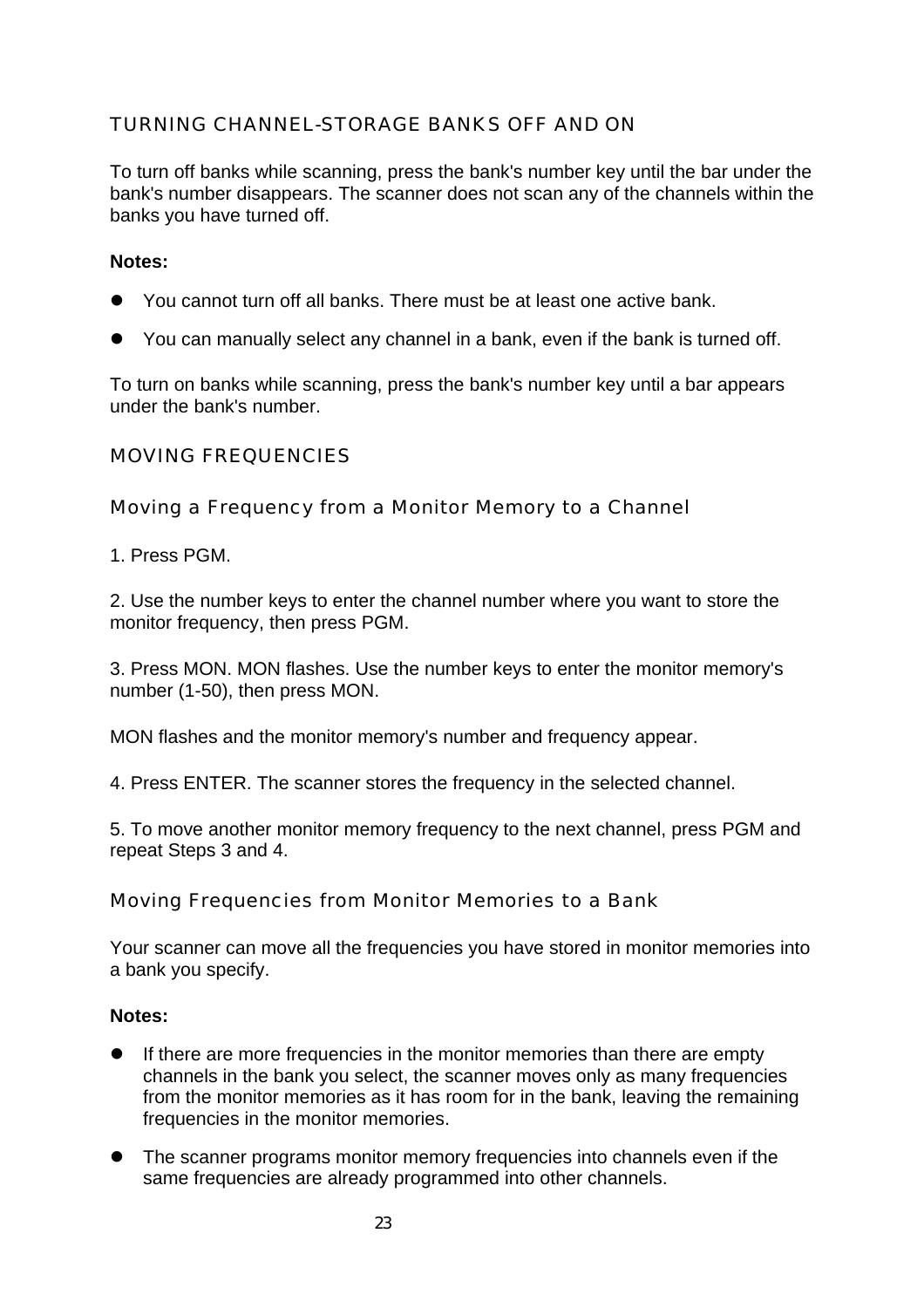## TURNING CHANNEL-STORAGE BANKS OFF AND ON

To turn off banks while scanning, press the bank's number key until the bar under the bank's number disappears. The scanner does not scan any of the channels within the banks you have turned off.

**Notes:**

- You cannot turn off all banks. There must be at least one active bank.
- You can manually select any channel in a bank, even if the bank is turned off.

To turn on banks while scanning, press the bank's number key until a bar appears under the bank's number.

## MOVING FREQUENCIES

### Moving a Frequency from a Monitor Memory to a Channel

1. Press PGM.

2. Use the number keys to enter the channel number where you want to store the monitor frequency, then press PGM.

3. Press MON. MON flashes. Use the number keys to enter the monitor memory's number (1-50), then press MON.

MON flashes and the monitor memory's number and frequency appear.

4. Press ENTER. The scanner stores the frequency in the selected channel.

5. To move another monitor memory frequency to the next channel, press PGM and repeat Steps 3 and 4.

### Moving Frequencies from Monitor Memories to a Bank

Your scanner can move all the frequencies you have stored in monitor memories into a bank you specify.

**Notes:**

- If there are more frequencies in the monitor memories than there are empty channels in the bank you select, the scanner moves only as many frequencies from the monitor memories as it has room for in the bank, leaving the remaining frequencies in the monitor memories.
- The scanner programs monitor memory frequencies into channels even if the same frequencies are already programmed into other channels.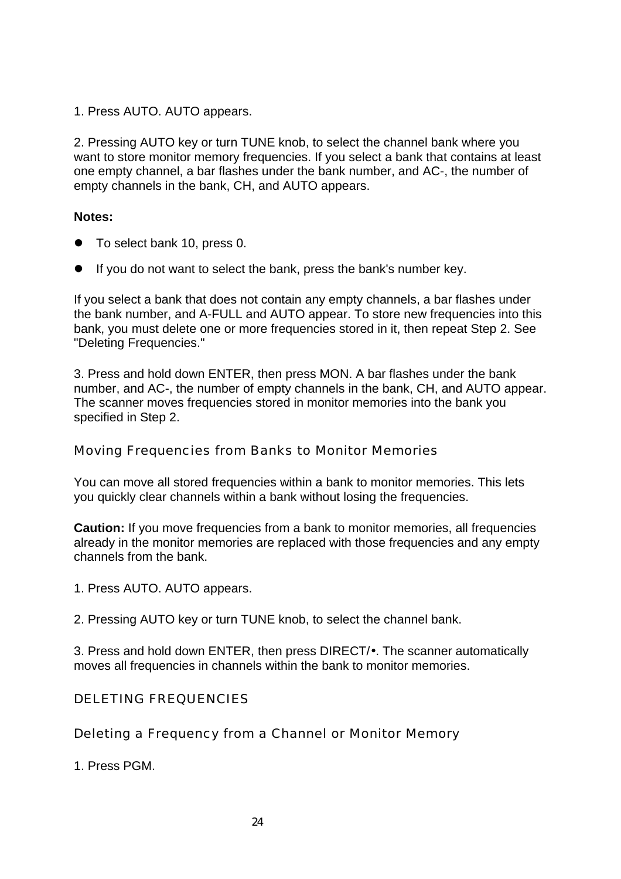1. Press AUTO. AUTO appears.

2. Pressing AUTO key or turn TUNE knob, to select the channel bank where you want to store monitor memory frequencies. If you select a bank that contains at least one empty channel, a bar flashes under the bank number, and AC-, the number of empty channels in the bank, CH, and AUTO appears.

**Notes:**

- To select bank 10, press 0.
- If you do not want to select the bank, press the bank's number key.

If you select a bank that does not contain any empty channels, a bar flashes under the bank number, and A-FULL and AUTO appear. To store new frequencies into this bank, you must delete one or more frequencies stored in it, then repeat Step 2. See "Deleting Frequencies."

3. Press and hold down ENTER, then press MON. A bar flashes under the bank number, and AC-, the number of empty channels in the bank, CH, and AUTO appear. The scanner moves frequencies stored in monitor memories into the bank you specified in Step 2.

### Moving Frequencies from Banks to Monitor Memories

You can move all stored frequencies within a bank to monitor memories. This lets you quickly clear channels within a bank without losing the frequencies.

**Caution:** If you move frequencies from a bank to monitor memories, all frequencies already in the monitor memories are replaced with those frequencies and any empty channels from the bank.

1. Press AUTO. AUTO appears.

2. Pressing AUTO key or turn TUNE knob, to select the channel bank.

3. Press and hold down ENTER, then press DIRECT/•. The scanner automatically moves all frequencies in channels within the bank to monitor memories.

## DELETING FREQUENCIES

### Deleting a Frequency from a Channel or Monitor Memory

1. Press PGM.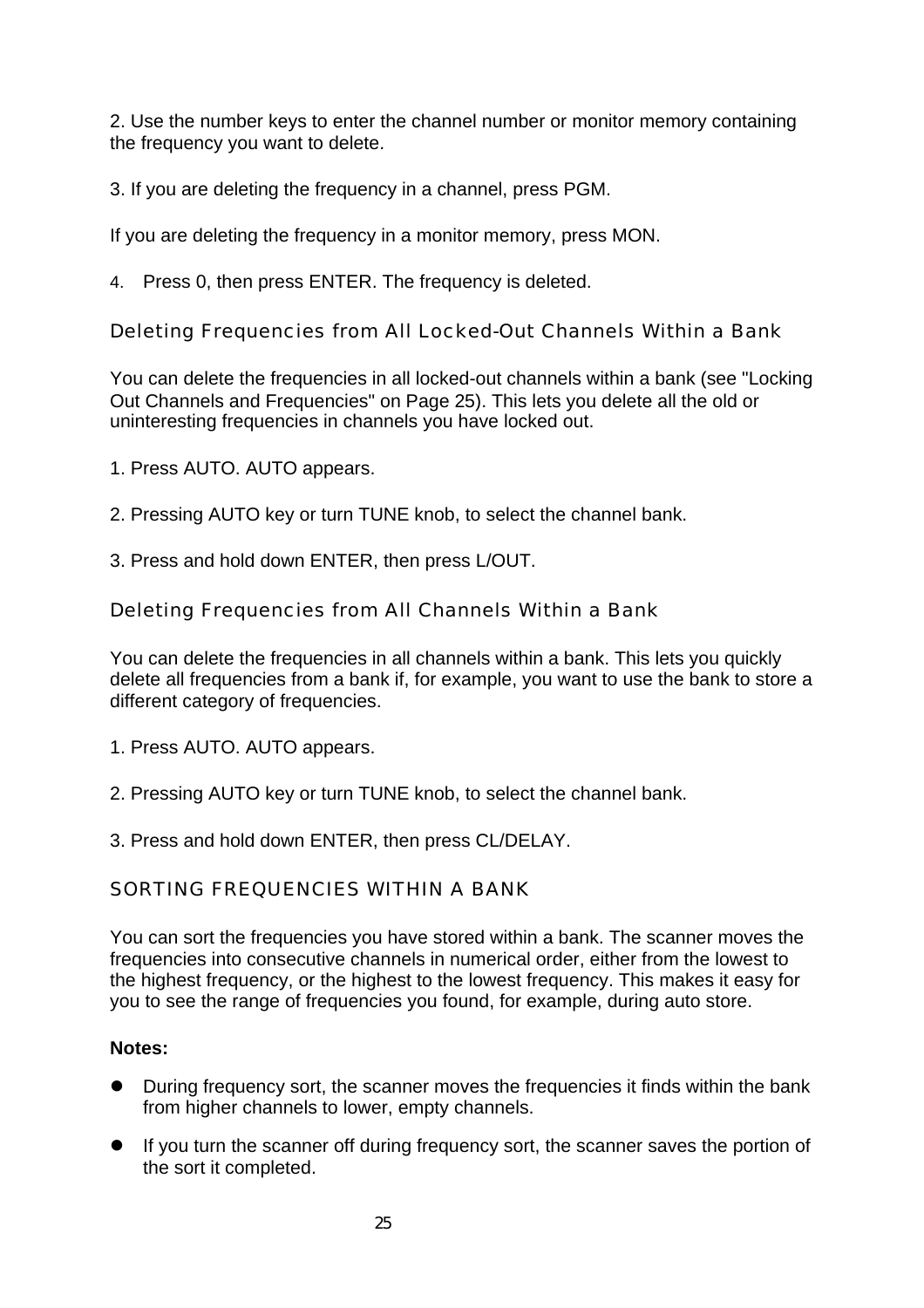2. Use the number keys to enter the channel number or monitor memory containing the frequency you want to delete.

3. If you are deleting the frequency in a channel, press PGM.

If you are deleting the frequency in a monitor memory, press MON.

4. Press 0, then press ENTER. The frequency is deleted.

### Deleting Frequencies from All Locked-Out Channels Within a Bank

You can delete the frequencies in all locked-out channels within a bank (see "Locking Out Channels and Frequencies" on Page 25). This lets you delete all the old or uninteresting frequencies in channels you have locked out.

1. Press AUTO. AUTO appears.

2. Pressing AUTO key or turn TUNE knob, to select the channel bank.

3. Press and hold down ENTER, then press L/OUT.

### Deleting Frequencies from All Channels Within a Bank

You can delete the frequencies in all channels within a bank. This lets you quickly delete all frequencies from a bank if, for example, you want to use the bank to store a different category of frequencies.

1. Press AUTO. AUTO appears.

2. Pressing AUTO key or turn TUNE knob, to select the channel bank.

3. Press and hold down ENTER, then press CL/DELAY.

## SORTING FREQUENCIES WITHIN A BANK

You can sort the frequencies you have stored within a bank. The scanner moves the frequencies into consecutive channels in numerical order, either from the lowest to the highest frequency, or the highest to the lowest frequency. This makes it easy for you to see the range of frequencies you found, for example, during auto store.

**Notes:**

- During frequency sort, the scanner moves the frequencies it finds within the bank from higher channels to lower, empty channels.
- If you turn the scanner off during frequency sort, the scanner saves the portion of the sort it completed.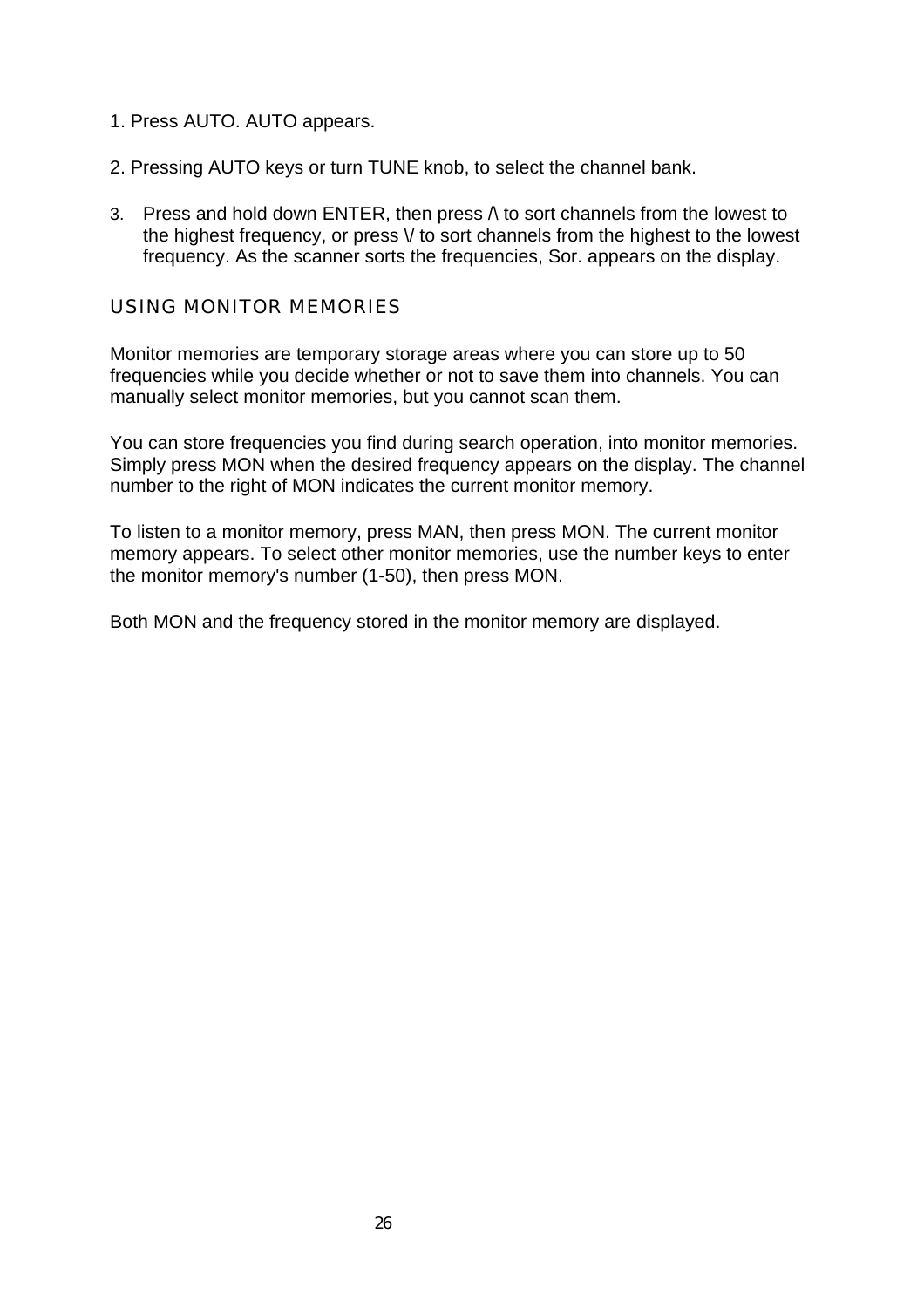1. Press AUTO. AUTO appears.

2. Pressing AUTO keys or turn TUNE knob, to select the channel bank.

3. Press and hold down ENTER, then press /\ to sort channels from the lowest to the highest frequency, or press \/ to sort channels from the highest to the lowest frequency. As the scanner sorts the frequencies, Sor. appears on the display.

## USING MONITOR MEMORIES

Monitor memories are temporary storage areas where you can store up to 50 frequencies while you decide whether or not to save them into channels. You can manually select monitor memories, but you cannot scan them.

You can store frequencies you find during search operation, into monitor memories. Simply press MON when the desired frequency appears on the display. The channel number to the right of MON indicates the current monitor memory.

To listen to a monitor memory, press MAN, then press MON. The current monitor memory appears. To select other monitor memories, use the number keys to enter the monitor memory's number (1-50), then press MON.

Both MON and the frequency stored in the monitor memory are displayed.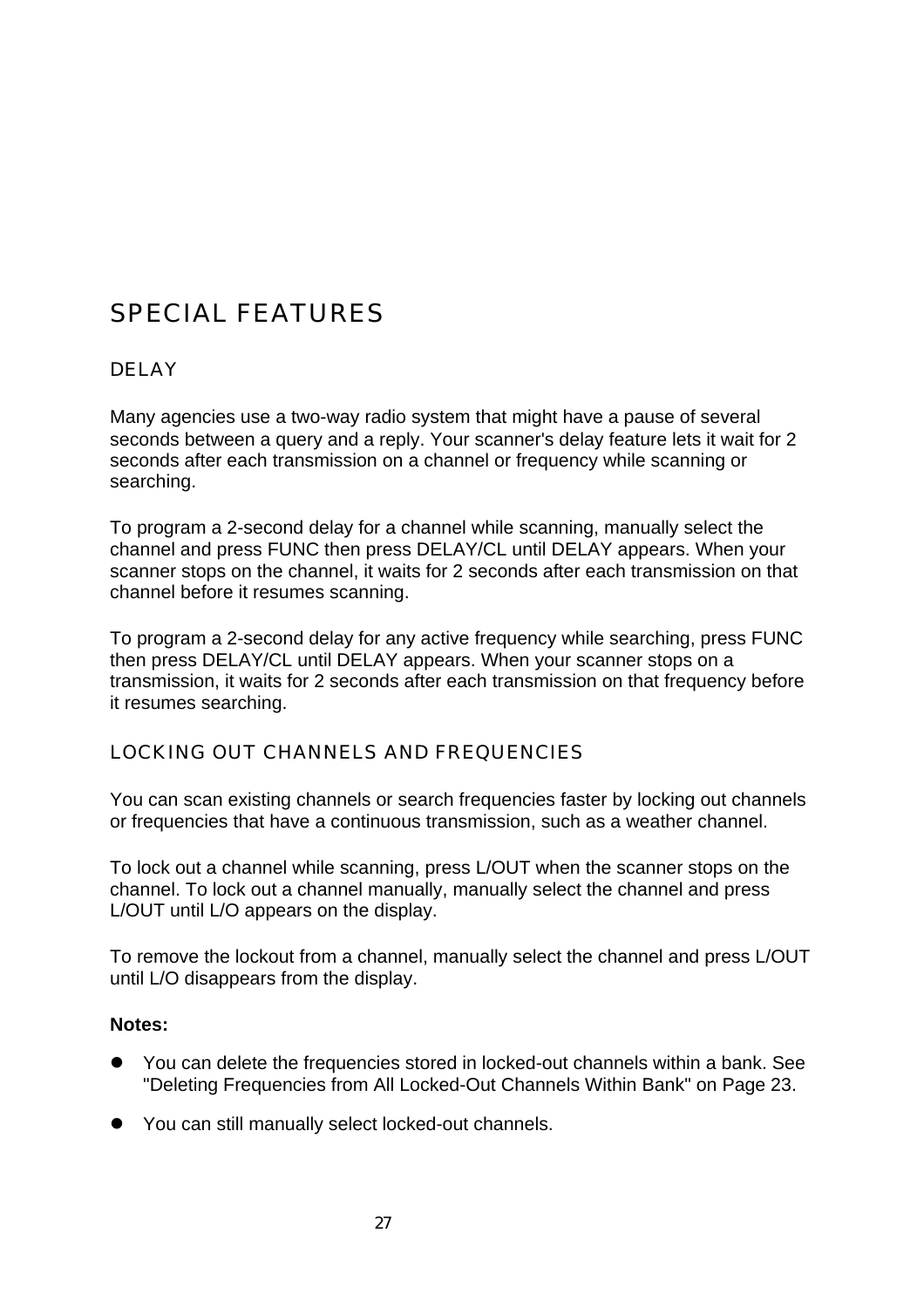# SPECIAL FEATURES

## DELAY

Many agencies use a two-way radio system that might have a pause of several seconds between a query and a reply. Your scanner's delay feature lets it wait for 2 seconds after each transmission on a channel or frequency while scanning or searching.

To program a 2-second delay for a channel while scanning, manually select the channel and press FUNC then press DELAY/CL until DELAY appears. When your scanner stops on the channel, it waits for 2 seconds after each transmission on that channel before it resumes scanning.

To program a 2-second delay for any active frequency while searching, press FUNC then press DELAY/CL until DELAY appears. When your scanner stops on a transmission, it waits for 2 seconds after each transmission on that frequency before it resumes searching.

## LOCKING OUT CHANNELS AND FREQUENCIES

You can scan existing channels or search frequencies faster by locking out channels or frequencies that have a continuous transmission, such as a weather channel.

To lock out a channel while scanning, press L/OUT when the scanner stops on the channel. To lock out a channel manually, manually select the channel and press L/OUT until L/O appears on the display.

To remove the lockout from a channel, manually select the channel and press L/OUT until L/O disappears from the display.

**Notes:**

- You can delete the frequencies stored in locked-out channels within a bank. See "Deleting Frequencies from All Locked-Out Channels Within Bank" on Page 23.
- You can still manually select locked-out channels.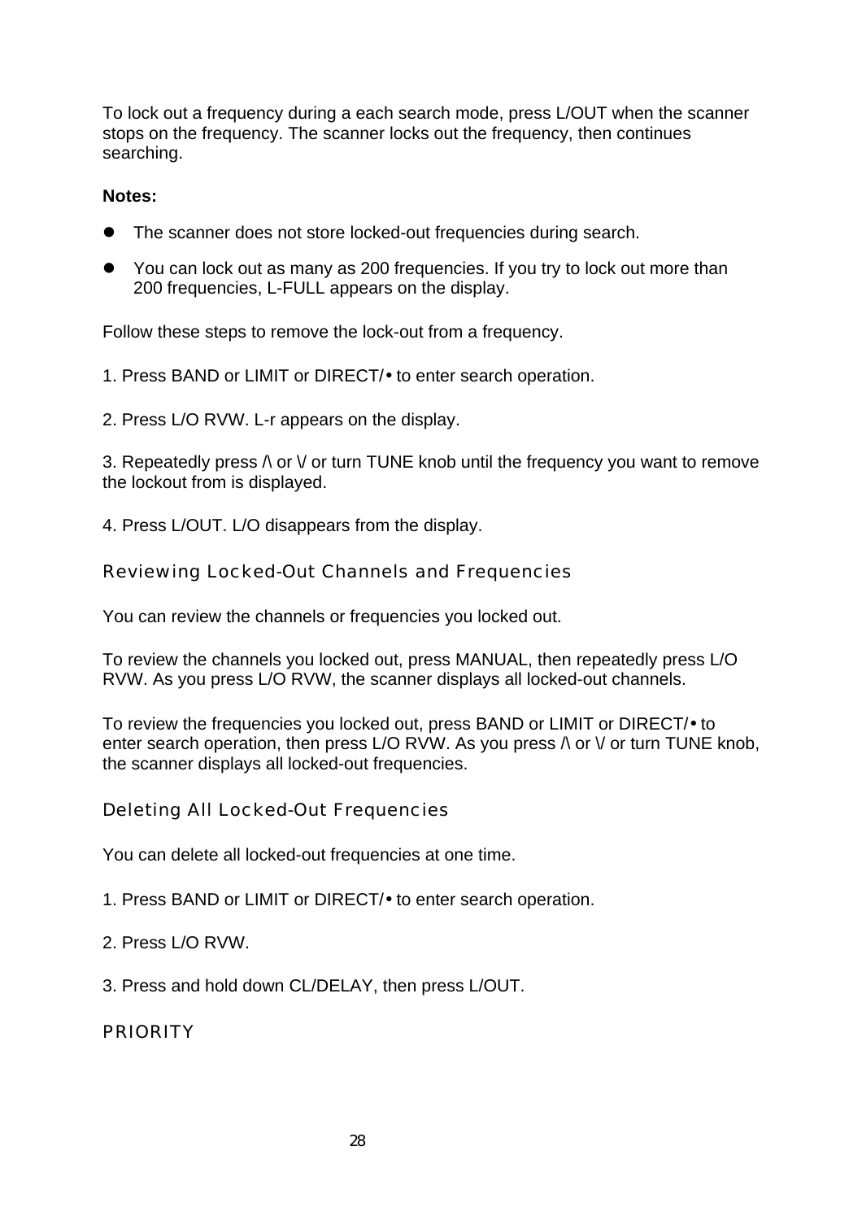To lock out a frequency during a each search mode, press L/OUT when the scanner stops on the frequency. The scanner locks out the frequency, then continues searching.

**Notes:**

- The scanner does not store locked-out frequencies during search.
- You can lock out as many as 200 frequencies. If you try to lock out more than 200 frequencies, L-FULL appears on the display.

Follow these steps to remove the lock-out from a frequency.

1. Press BAND or LIMIT or DIRECT/• to enter search operation.

2. Press L/O RVW. L-r appears on the display.

3. Repeatedly press /\ or \/ or turn TUNE knob until the frequency you want to remove the lockout from is displayed.

4. Press L/OUT. L/O disappears from the display.

## Reviewing Locked-Out Channels and Frequencies

You can review the channels or frequencies you locked out.

To review the channels you locked out, press MANUAL, then repeatedly press L/O RVW. As you press L/O RVW, the scanner displays all locked-out channels.

To review the frequencies you locked out, press BAND or LIMIT or DIRECT/• to enter search operation, then press L/O RVW. As you press /\ or \/ or turn TUNE knob, the scanner displays all locked-out frequencies.

## Deleting All Locked-Out Frequencies

You can delete all locked-out frequencies at one time.

1. Press BAND or LIMIT or DIRECT/• to enter search operation.

2. Press L/O RVW.

3. Press and hold down CL/DELAY, then press L/OUT.

## PRIORITY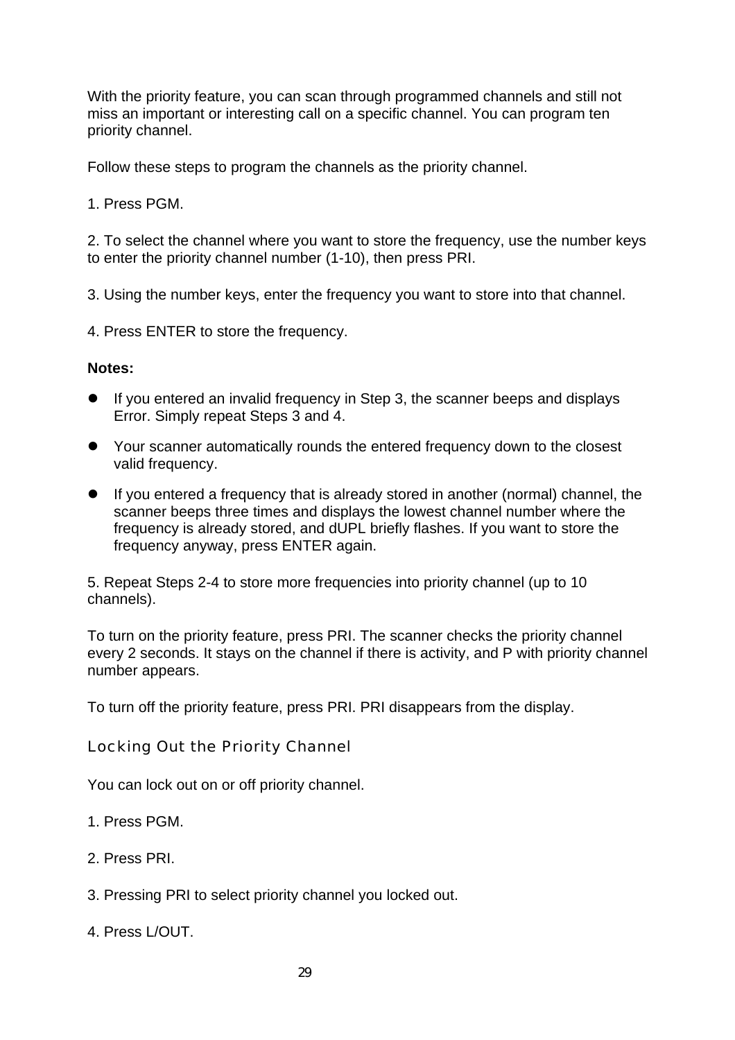With the priority feature, you can scan through programmed channels and still not miss an important or interesting call on a specific channel. You can program ten priority channel.

Follow these steps to program the channels as the priority channel.

1. Press PGM.

2. To select the channel where you want to store the frequency, use the number keys to enter the priority channel number (1-10), then press PRI.

3. Using the number keys, enter the frequency you want to store into that channel.

4. Press ENTER to store the frequency.

**Notes:**

- If you entered an invalid frequency in Step 3, the scanner beeps and displays Error. Simply repeat Steps 3 and 4.
- Your scanner automatically rounds the entered frequency down to the closest valid frequency.
- If you entered a frequency that is already stored in another (normal) channel, the scanner beeps three times and displays the lowest channel number where the frequency is already stored, and dUPL briefly flashes. If you want to store the frequency anyway, press ENTER again.

5. Repeat Steps 2-4 to store more frequencies into priority channel (up to 10 channels).

To turn on the priority feature, press PRI. The scanner checks the priority channel every 2 seconds. It stays on the channel if there is activity, and P with priority channel number appears.

To turn off the priority feature, press PRI. PRI disappears from the display.

## Locking Out the Priority Channel

You can lock out on or off priority channel.

1. Press PGM.

2. Press PRI.

3. Pressing PRI to select priority channel you locked out.

4. Press L/OUT.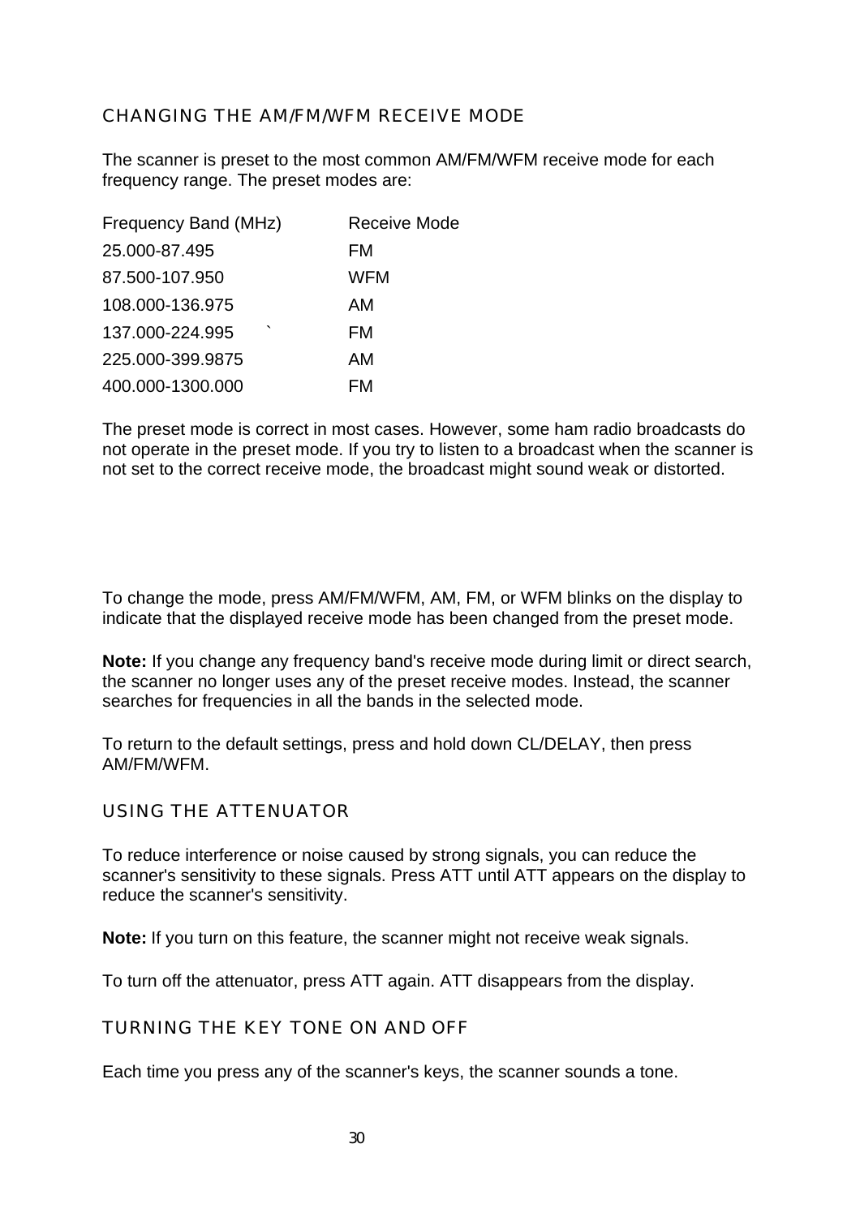## CHANGING THE AM/FM/WFM RECEIVE MODE

The scanner is preset to the most common AM/FM/WFM receive mode for each frequency range. The preset modes are:

| Frequency Band (MHz) | Receive Mode |
|---|---|
| 25.000-87.495 | FM |
| 87.500-107.950 | WFM |
| 108.000-136.975 | AM |
| 137.000-224.995 | FM |
| 225.000-399.9875 | AM |
| 400.000-1300.000 | FM |

The preset mode is correct in most cases. However, some ham radio broadcasts do not operate in the preset mode. If you try to listen to a broadcast when the scanner is not set to the correct receive mode, the broadcast might sound weak or distorted.

To change the mode, press AM/FM/WFM, AM, FM, or WFM blinks on the display to indicate that the displayed receive mode has been changed from the preset mode.

**Note:** If you change any frequency band's receive mode during limit or direct search, the scanner no longer uses any of the preset receive modes. Instead, the scanner searches for frequencies in all the bands in the selected mode.

To return to the default settings, press and hold down CL/DELAY, then press AM/FM/WFM.

## USING THE ATTENUATOR

To reduce interference or noise caused by strong signals, you can reduce the scanner's sensitivity to these signals. Press ATT until ATT appears on the display to reduce the scanner's sensitivity.

**Note:** If you turn on this feature, the scanner might not receive weak signals.

To turn off the attenuator, press ATT again. ATT disappears from the display.

## TURNING THE KEY TONE ON AND OFF

Each time you press any of the scanner's keys, the scanner sounds a tone.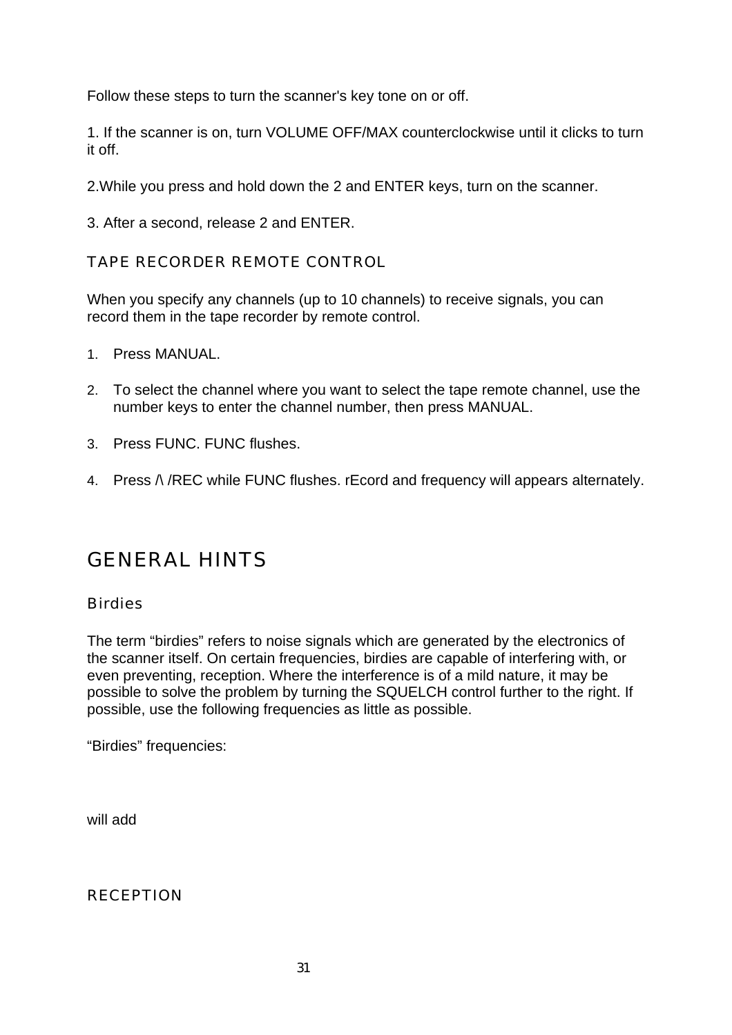Follow these steps to turn the scanner's key tone on or off.

1. If the scanner is on, turn VOLUME OFF/MAX counterclockwise until it clicks to turn it off.

2.While you press and hold down the 2 and ENTER keys, turn on the scanner.

3. After a second, release 2 and ENTER.

### TAPE RECORDER REMOTE CONTROL

When you specify any channels (up to 10 channels) to receive signals, you can record them in the tape recorder by remote control.

1. Press MANUAL.
2. To select the channel where you want to select the tape remote channel, use the number keys to enter the channel number, then press MANUAL.
3. Press FUNC. FUNC flushes.
4. Press /\ /REC while FUNC flushes. rEcord and frequency will appears alternately.

## GENERAL HINTS

### Birdies

The term “birdies” refers to noise signals which are generated by the electronics of the scanner itself. On certain frequencies, birdies are capable of interfering with, or even preventing, reception. Where the interference is of a mild nature, it may be possible to solve the problem by turning the SQUELCH control further to the right. If possible, use the following frequencies as little as possible.

“Birdies” frequencies:

will add

### RECEPTION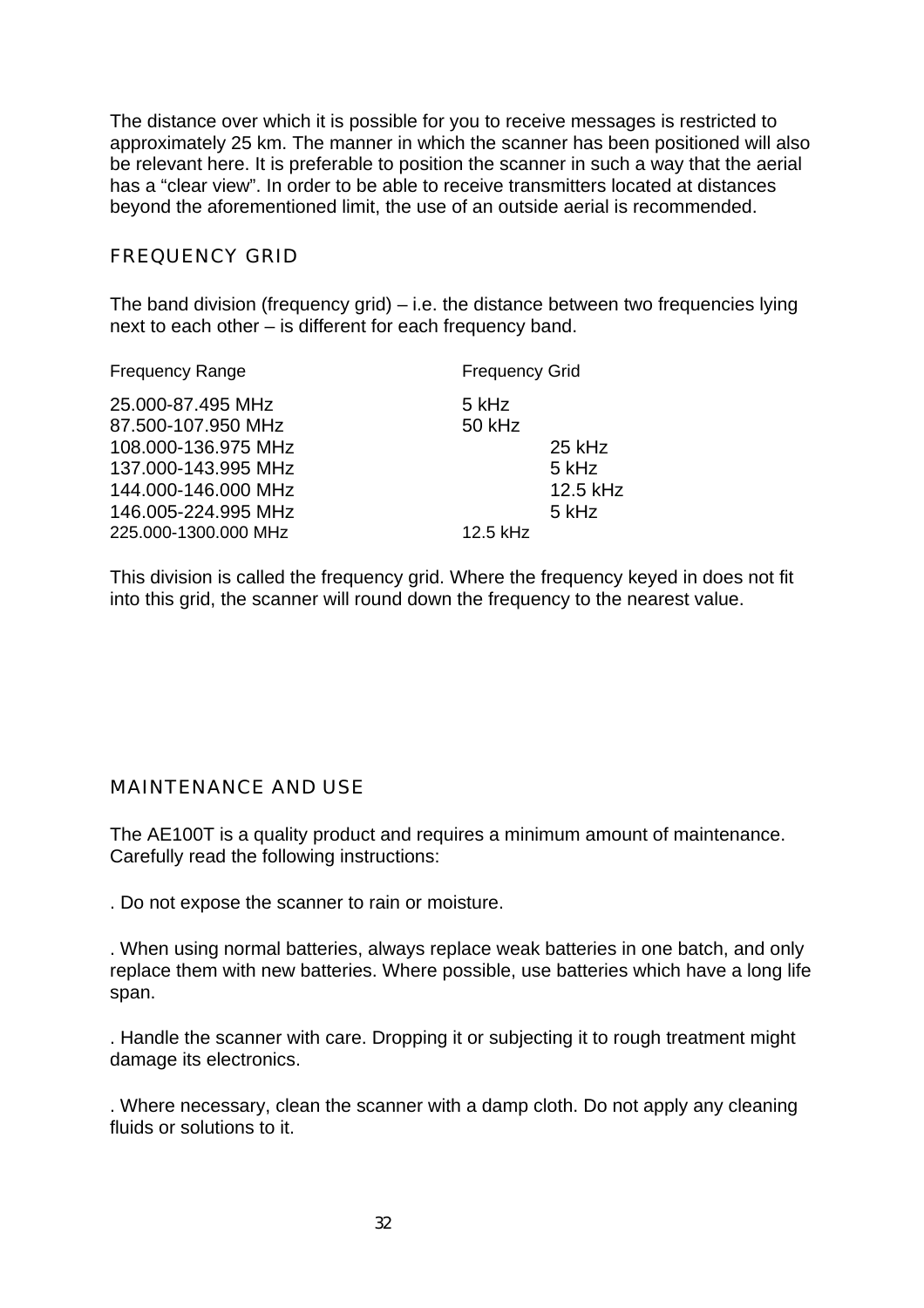The distance over which it is possible for you to receive messages is restricted to approximately 25 km. The manner in which the scanner has been positioned will also be relevant here. It is preferable to position the scanner in such a way that the aerial has a “clear view”. In order to be able to receive transmitters located at distances beyond the aforementioned limit, the use of an outside aerial is recommended.

## FREQUENCY GRID

The band division (frequency grid) – i.e. the distance between two frequencies lying next to each other – is different for each frequency band.

| Frequency Range | Frequency Grid |
| --- | --- |
| 25.000-87.495 MHz | 5 kHz |
| 87.500-107.950 MHz | 50 kHz |
| 108.000-136.975 MHz | 25 kHz |
| 137.000-143.995 MHz | 5 kHz |
| 144.000-146.000 MHz | 12.5 kHz |
| 146.005-224.995 MHz | 5 kHz |
| 225.000-1300.000 MHz | 12.5 kHz |

This division is called the frequency grid. Where the frequency keyed in does not fit into this grid, the scanner will round down the frequency to the nearest value.

## MAINTENANCE AND USE

The AE100T is a quality product and requires a minimum amount of maintenance. Carefully read the following instructions:

. Do not expose the scanner to rain or moisture.

. When using normal batteries, always replace weak batteries in one batch, and only replace them with new batteries. Where possible, use batteries which have a long life span.

. Handle the scanner with care. Dropping it or subjecting it to rough treatment might damage its electronics.

. Where necessary, clean the scanner with a damp cloth. Do not apply any cleaning fluids or solutions to it.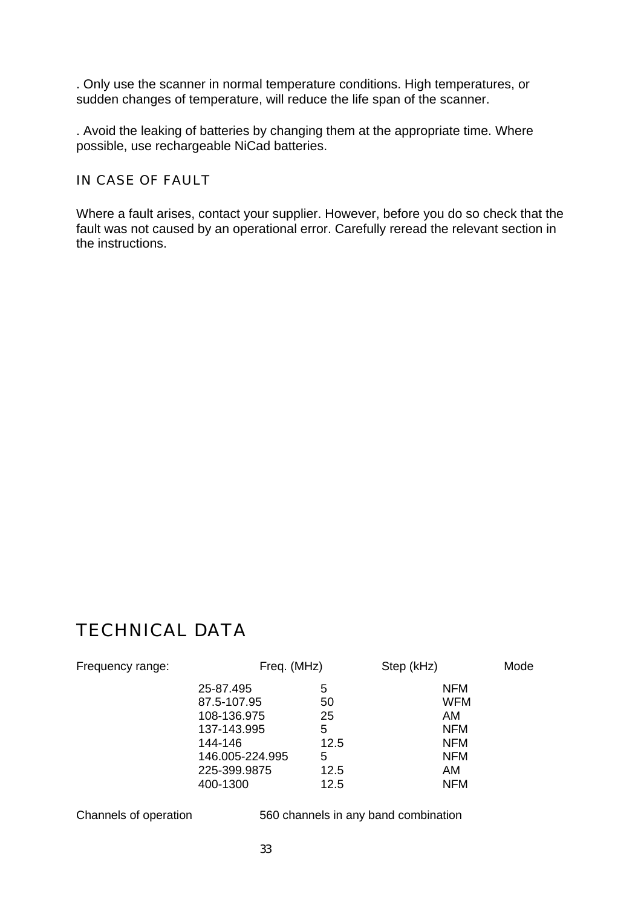. Only use the scanner in normal temperature conditions. High temperatures, or sudden changes of temperature, will reduce the life span of the scanner.

. Avoid the leaking of batteries by changing them at the appropriate time. Where possible, use rechargeable NiCad batteries.

## IN CASE OF FAULT

Where a fault arises, contact your supplier. However, before you do so check that the fault was not caused by an operational error. Carefully reread the relevant section in the instructions.

# TECHNICAL DATA

| Frequency range: | Freq. (MHz) | Step (kHz) | Mode |
|---|---|---|---|
| | 25-87.495 | 5 | NFM |
| | 87.5-107.95 | 50 | WFM |
| | 108-136.975 | 25 | AM |
| | 137-143.995 | 5 | NFM |
| | 144-146 | 12.5 | NFM |
| | 146.005-224.995 | 5 | NFM |
| | 225-399.9875 | 12.5 | AM |
| | 400-1300 | 12.5 | NFM |

Channels of operation 560 channels in any band combination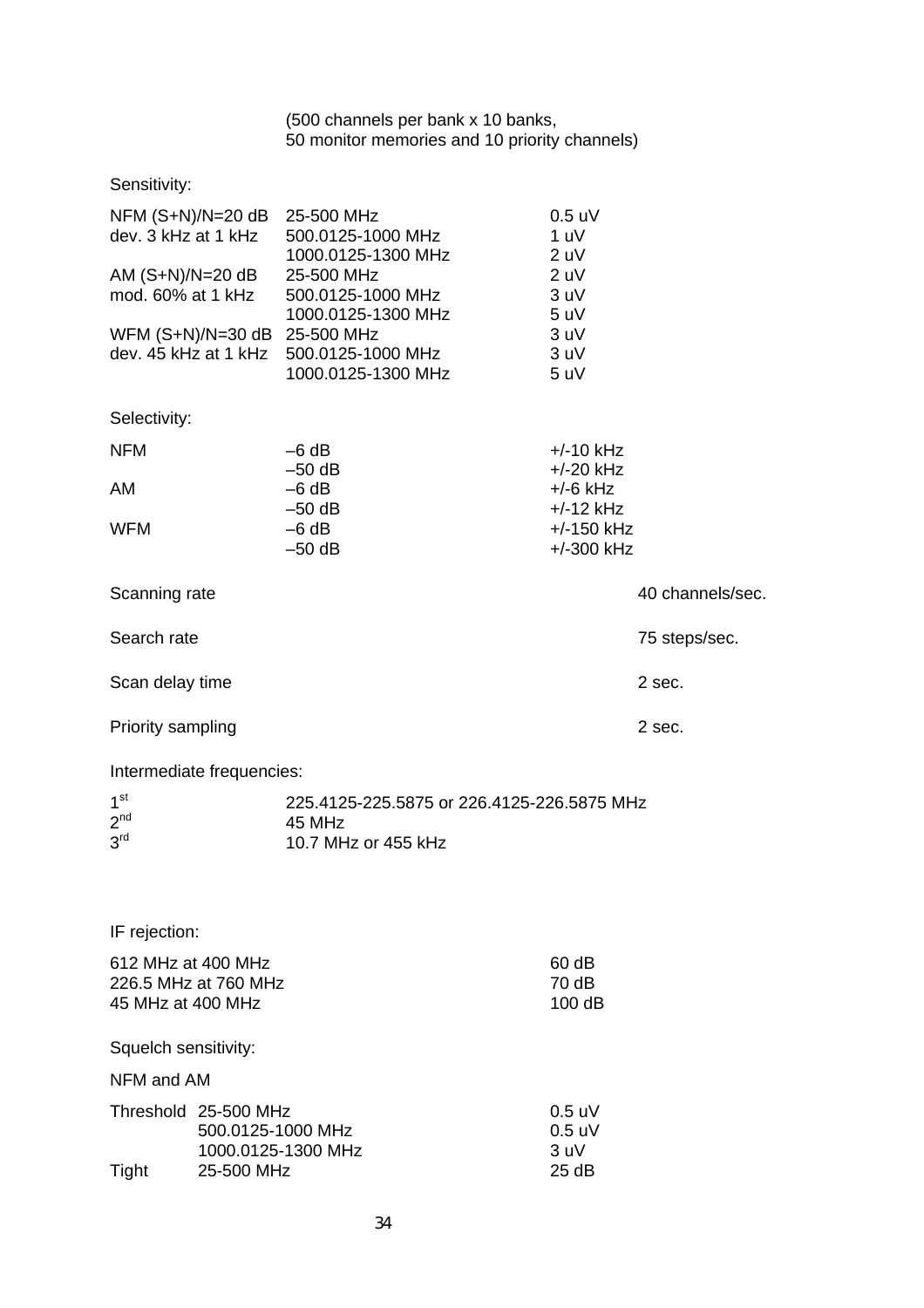(500 channels per bank x 10 banks,
50 monitor memories and 10 priority channels)

Sensitivity:

| | | |
|---|---|---|
| NFM (S+N)/N=20 dB | 25-500 MHz | 0.5 uV |
| dev. 3 kHz at 1 kHz | 500.0125-1000 MHz | 1 uV |
| | 1000.0125-1300 MHz | 2 uV |
| AM (S+N)/N=20 dB | 25-500 MHz | 2 uV |
| mod. 60% at 1 kHz | 500.0125-1000 MHz | 3 uV |
| | 1000.0125-1300 MHz | 5 uV |
| WFM (S+N)/N=30 dB | 25-500 MHz | 3 uV |
| dev. 45 kHz at 1 kHz | 500.0125-1000 MHz | 3 uV |
| | 1000.0125-1300 MHz | 5 uV |

Selectivity:

| | | |
|---|---|---|
| NFM | –6 dB | +/-10 kHz |
| | –50 dB | +/-20 kHz |
| AM | –6 dB | +/-6 kHz |
| | –50 dB | +/-12 kHz |
| WFM | –6 dB | +/-150 kHz |
| | –50 dB | +/-300 kHz |

| | |
|---|---|
| Scanning rate | 40 channels/sec. |
| Search rate | 75 steps/sec. |
| Scan delay time | 2 sec. |
| Priority sampling | 2 sec. |

Intermediate frequencies:

| | |
|---|---|
| 1st | 225.4125-225.5875 or 226.4125-226.5875 MHz |
| 2nd | 45 MHz |
| 3rd | 10.7 MHz or 455 kHz |

IF rejection:

| | |
|---|---|
| 612 MHz at 400 MHz | 60 dB |
| 226.5 MHz at 760 MHz | 70 dB |
| 45 MHz at 400 MHz | 100 dB |

Squelch sensitivity:

NFM and AM

| | | |
|---|---|---|
| Threshold | 25-500 MHz | 0.5 uV |
| | 500.0125-1000 MHz | 0.5 uV |
| | 1000.0125-1300 MHz | 3 uV |
| Tight | 25-500 MHz | 25 dB |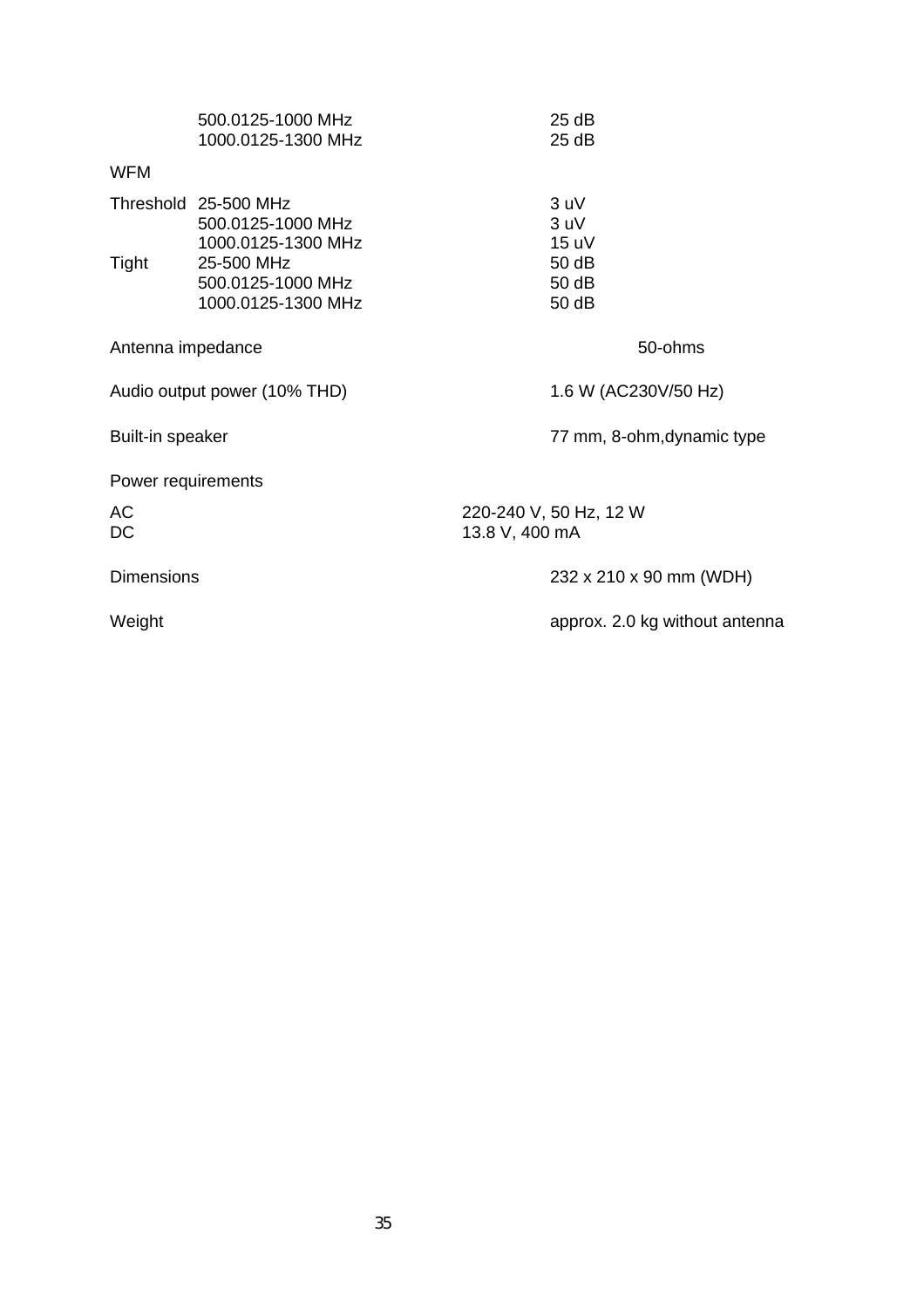| | | |
|---|---|---|
| | 500.0125-1000 MHz | 25 dB |
| | 1000.0125-1300 MHz | 25 dB |

WFM

| | | |
|---|---|---|
| Threshold | 25-500 MHz | 3 uV |
| | 500.0125-1000 MHz | 3 uV |
| | 1000.0125-1300 MHz | 15 uV |
| Tight | 25-500 MHz | 50 dB |
| | 500.0125-1000 MHz | 50 dB |
| | 1000.0125-1300 MHz | 50 dB |

| | |
|---|---|
| Antenna impedance | 50-ohms |
| Audio output power (10% THD) | 1.6 W (AC230V/50 Hz) |
| Built-in speaker | 77 mm, 8-ohm,dynamic type |

Power requirements

| | |
|---|---|
| AC | 220-240 V, 50 Hz, 12 W |
| DC | 13.8 V, 400 mA |

| | |
|---|---|
| Dimensions | 232 x 210 x 90 mm (WDH) |
| Weight | approx. 2.0 kg without antenna |